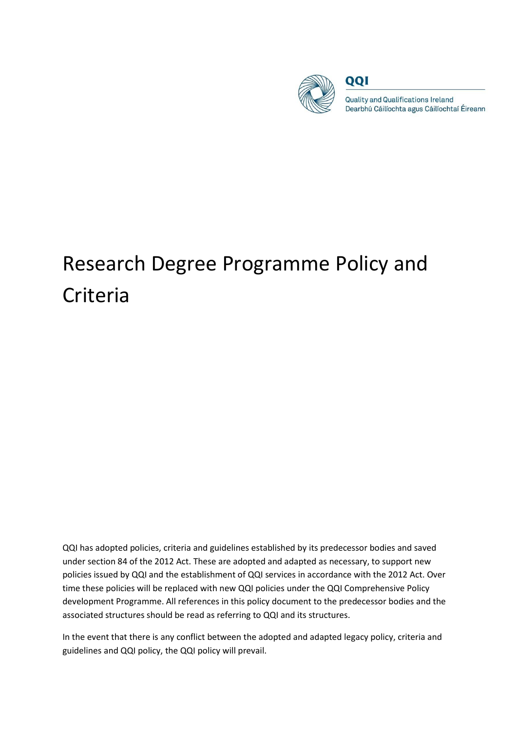QQI

Quality and Qualifications Ireland
Dearbhú Cáilíochta agus Cáilíochtaí Éireann

# Research Degree Programme Policy and Criteria

QQI has adopted policies, criteria and guidelines established by its predecessor bodies and saved under section 84 of the 2012 Act. These are adopted and adapted as necessary, to support new policies issued by QQI and the establishment of QQI services in accordance with the 2012 Act. Over time these policies will be replaced with new QQI policies under the QQI Comprehensive Policy development Programme. All references in this policy document to the predecessor bodies and the associated structures should be read as referring to QQI and its structures.

In the event that there is any conflict between the adopted and adapted legacy policy, criteria and guidelines and QQI policy, the QQI policy will prevail.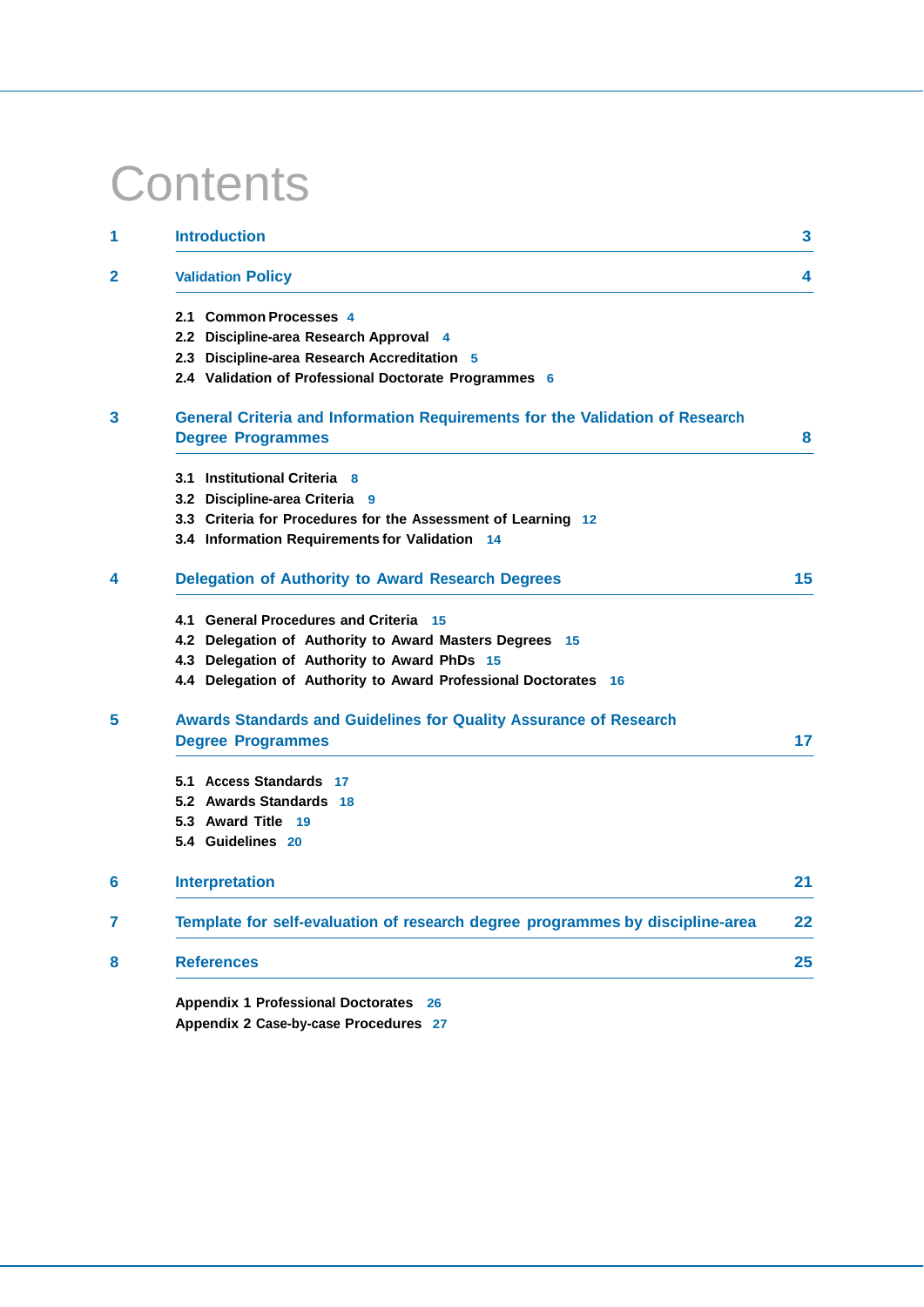# Contents

| | | |
|---|---|---|
| 1 | Introduction | 3 |
| 2 | Validation Policy | 4 |
| | 2.1 Common Processes 4 | |
| | 2.2 Discipline-area Research Approval 4 | |
| | 2.3 Discipline-area Research Accreditation 5 | |
| | 2.4 Validation of Professional Doctorate Programmes 6 | |
| 3 | General Criteria and Information Requirements for the Validation of Research Degree Programmes | 8 |
| | 3.1 Institutional Criteria 8 | |
| | 3.2 Discipline-area Criteria 9 | |
| | 3.3 Criteria for Procedures for the Assessment of Learning 12 | |
| | 3.4 Information Requirements for Validation 14 | |
| 4 | Delegation of Authority to Award Research Degrees | 15 |
| | 4.1 General Procedures and Criteria 15 | |
| | 4.2 Delegation of Authority to Award Masters Degrees 15 | |
| | 4.3 Delegation of Authority to Award PhDs 15 | |
| | 4.4 Delegation of Authority to Award Professional Doctorates 16 | |
| 5 | Awards Standards and Guidelines for Quality Assurance of Research Degree Programmes | 17 |
| | 5.1 Access Standards 17 | |
| | 5.2 Awards Standards 18 | |
| | 5.3 Award Title 19 | |
| | 5.4 Guidelines 20 | |
| 6 | Interpretation | 21 |
| 7 | Template for self-evaluation of research degree programmes by discipline-area | 22 |
| 8 | References | 25 |
| | Appendix 1 Professional Doctorates 26 | |
| | Appendix 2 Case-by-case Procedures 27 | |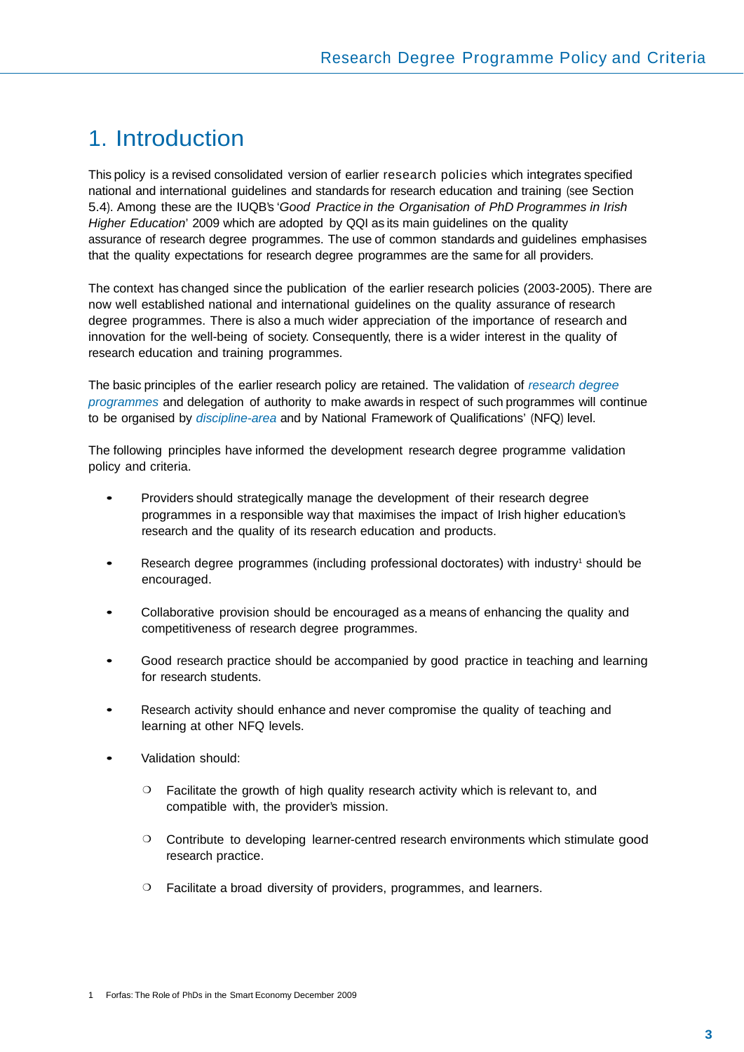# 1. Introduction

This policy is a revised consolidated version of earlier research policies which integrates specified national and international guidelines and standards for research education and training (see Section 5.4). Among these are the IUQB's '*Good Practice in the Organisation of PhD Programmes in Irish Higher Education*' 2009 which are adopted by QQI as its main guidelines on the quality assurance of research degree programmes. The use of common standards and guidelines emphasises that the quality expectations for research degree programmes are the same for all providers.

The context has changed since the publication of the earlier research policies (2003-2005). There are now well established national and international guidelines on the quality assurance of research degree programmes. There is also a much wider appreciation of the importance of research and innovation for the well-being of society. Consequently, there is a wider interest in the quality of research education and training programmes.

The basic principles of the earlier research policy are retained. The validation of *research degree programmes* and delegation of authority to make awards in respect of such programmes will continue to be organised by *discipline-area* and by National Framework of Qualifications' (NFQ) level.

The following principles have informed the development research degree programme validation policy and criteria.

- Providers should strategically manage the development of their research degree programmes in a responsible way that maximises the impact of Irish higher education's research and the quality of its research education and products.
- Research degree programmes (including professional doctorates) with industry[1] should be encouraged.
- Collaborative provision should be encouraged as a means of enhancing the quality and competitiveness of research degree programmes.
- Good research practice should be accompanied by good practice in teaching and learning for research students.
- Research activity should enhance and never compromise the quality of teaching and learning at other NFQ levels.
- Validation should:
  - Facilitate the growth of high quality research activity which is relevant to, and compatible with, the provider's mission.
  - Contribute to developing learner-centred research environments which stimulate good research practice.
  - Facilitate a broad diversity of providers, programmes, and learners.

1 Forfas: The Role of PhDs in the Smart Economy December 2009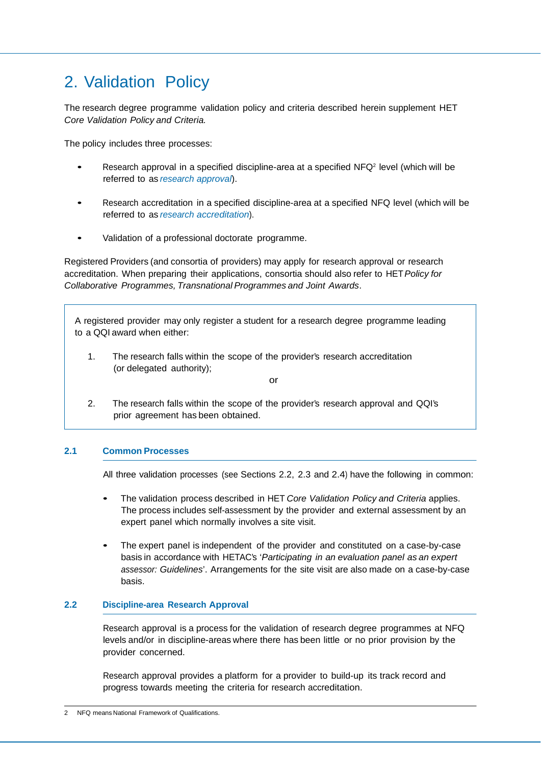# 2. Validation Policy

The research degree programme validation policy and criteria described herein supplement HET *Core Validation Policy and Criteria.*

The policy includes three processes:

- Research approval in a specified discipline-area at a specified NFQ[2] level (which will be referred to as *research approval*).
- Research accreditation in a specified discipline-area at a specified NFQ level (which will be referred to as *research accreditation*).
- Validation of a professional doctorate programme.

Registered Providers (and consortia of providers) may apply for research approval or research accreditation. When preparing their applications, consortia should also refer to HET *Policy for Collaborative Programmes, Transnational Programmes and Joint Awards*.

> A registered provider may only register a student for a research degree programme leading to a QQI award when either:
>
> 1. The research falls within the scope of the provider's research accreditation (or delegated authority);
>
>    or
>
> 2. The research falls within the scope of the provider's research approval and QQI's prior agreement has been obtained.

## 2.1 Common Processes

All three validation processes (see Sections 2.2, 2.3 and 2.4) have the following in common:

- The validation process described in HET *Core Validation Policy and Criteria* applies. The process includes self-assessment by the provider and external assessment by an expert panel which normally involves a site visit.
- The expert panel is independent of the provider and constituted on a case-by-case basis in accordance with HETAC's '*Participating in an evaluation panel as an expert assessor: Guidelines*'. Arrangements for the site visit are also made on a case-by-case basis.

## 2.2 Discipline-area Research Approval

Research approval is a process for the validation of research degree programmes at NFQ levels and/or in discipline-areas where there has been little or no prior provision by the provider concerned.

Research approval provides a platform for a provider to build-up its track record and progress towards meeting the criteria for research accreditation.

---

2 NFQ means National Framework of Qualifications.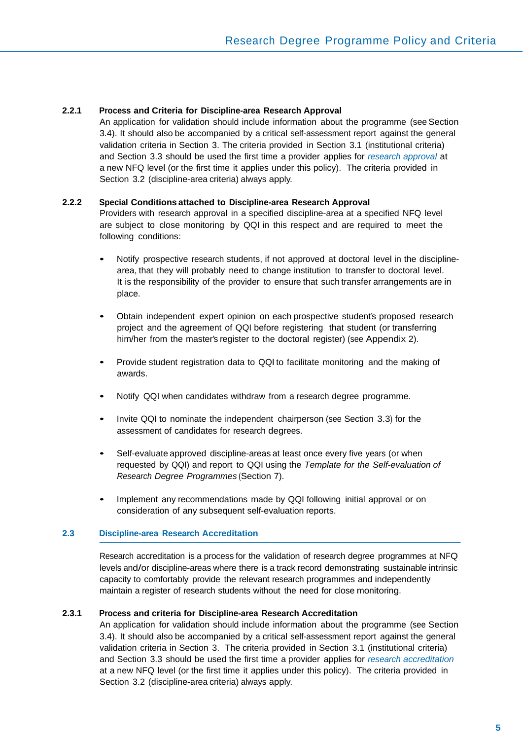#### 2.2.1 Process and Criteria for Discipline-area Research Approval

An application for validation should include information about the programme (see Section 3.4). It should also be accompanied by a critical self-assessment report against the general validation criteria in Section 3. The criteria provided in Section 3.1 (institutional criteria) and Section 3.3 should be used the first time a provider applies for *research approval* at a new NFQ level (or the first time it applies under this policy). The criteria provided in Section 3.2 (discipline-area criteria) always apply.

#### 2.2.2 Special Conditions attached to Discipline-area Research Approval

Providers with research approval in a specified discipline-area at a specified NFQ level are subject to close monitoring by QQI in this respect and are required to meet the following conditions:

- Notify prospective research students, if not approved at doctoral level in the discipline-area, that they will probably need to change institution to transfer to doctoral level. It is the responsibility of the provider to ensure that such transfer arrangements are in place.
- Obtain independent expert opinion on each prospective student's proposed research project and the agreement of QQI before registering that student (or transferring him/her from the master's register to the doctoral register) (see Appendix 2).
- Provide student registration data to QQI to facilitate monitoring and the making of awards.
- Notify QQI when candidates withdraw from a research degree programme.
- Invite QQI to nominate the independent chairperson (see Section 3.3) for the assessment of candidates for research degrees.
- Self-evaluate approved discipline-areas at least once every five years (or when requested by QQI) and report to QQI using the *Template for the Self-evaluation of Research Degree Programmes* (Section 7).
- Implement any recommendations made by QQI following initial approval or on consideration of any subsequent self-evaluation reports.

### 2.3 Discipline-area Research Accreditation

Research accreditation is a process for the validation of research degree programmes at NFQ levels and/or discipline-areas where there is a track record demonstrating sustainable intrinsic capacity to comfortably provide the relevant research programmes and independently maintain a register of research students without the need for close monitoring.

#### 2.3.1 Process and criteria for Discipline-area Research Accreditation

An application for validation should include information about the programme (see Section 3.4). It should also be accompanied by a critical self-assessment report against the general validation criteria in Section 3. The criteria provided in Section 3.1 (institutional criteria) and Section 3.3 should be used the first time a provider applies for *research accreditation* at a new NFQ level (or the first time it applies under this policy). The criteria provided in Section 3.2 (discipline-area criteria) always apply.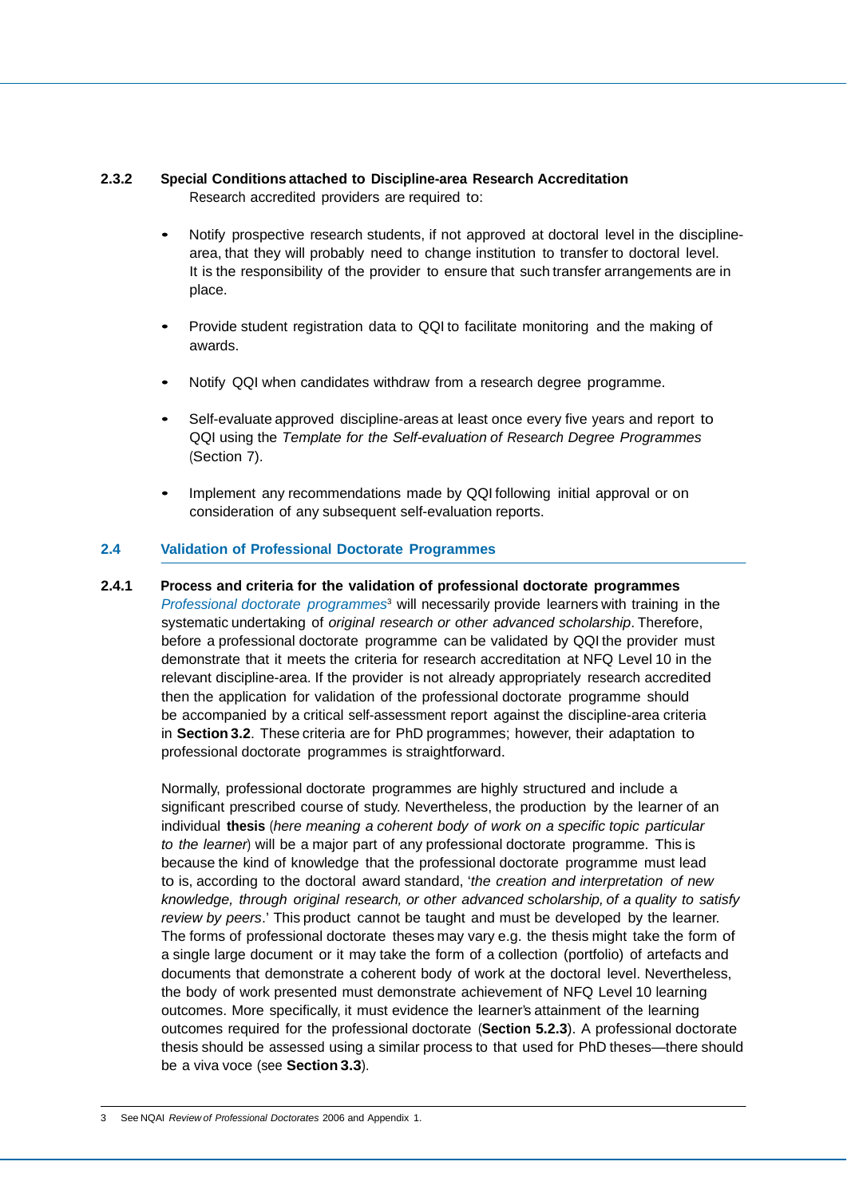#### 2.3.2 Special Conditions attached to Discipline-area Research Accreditation

Research accredited providers are required to:

- Notify prospective research students, if not approved at doctoral level in the discipline-area, that they will probably need to change institution to transfer to doctoral level. It is the responsibility of the provider to ensure that such transfer arrangements are in place.
- Provide student registration data to QQI to facilitate monitoring and the making of awards.
- Notify QQI when candidates withdraw from a research degree programme.
- Self-evaluate approved discipline-areas at least once every five years and report to QQI using the *Template for the Self-evaluation of Research Degree Programmes* (Section 7).
- Implement any recommendations made by QQI following initial approval or on consideration of any subsequent self-evaluation reports.

### 2.4 Validation of Professional Doctorate Programmes

#### 2.4.1 Process and criteria for the validation of professional doctorate programmes

*Professional doctorate programmes*[3] will necessarily provide learners with training in the systematic undertaking of *original research or other advanced scholarship*. Therefore, before a professional doctorate programme can be validated by QQI the provider must demonstrate that it meets the criteria for research accreditation at NFQ Level 10 in the relevant discipline-area. If the provider is not already appropriately research accredited then the application for validation of the professional doctorate programme should be accompanied by a critical self-assessment report against the discipline-area criteria in **Section 3.2**. These criteria are for PhD programmes; however, their adaptation to professional doctorate programmes is straightforward.

Normally, professional doctorate programmes are highly structured and include a significant prescribed course of study. Nevertheless, the production by the learner of an individual **thesis** (*here meaning a coherent body of work on a specific topic particular to the learner*) will be a major part of any professional doctorate programme. This is because the kind of knowledge that the professional doctorate programme must lead to is, according to the doctoral award standard, '*the creation and interpretation of new knowledge, through original research, or other advanced scholarship, of a quality to satisfy review by peers*.' This product cannot be taught and must be developed by the learner. The forms of professional doctorate theses may vary e.g. the thesis might take the form of a single large document or it may take the form of a collection (portfolio) of artefacts and documents that demonstrate a coherent body of work at the doctoral level. Nevertheless, the body of work presented must demonstrate achievement of NFQ Level 10 learning outcomes. More specifically, it must evidence the learner's attainment of the learning outcomes required for the professional doctorate (**Section 5.2.3**). A professional doctorate thesis should be assessed using a similar process to that used for PhD theses—there should be a viva voce (see **Section 3.3**).

---

3 See NQAI *Review of Professional Doctorates* 2006 and Appendix 1.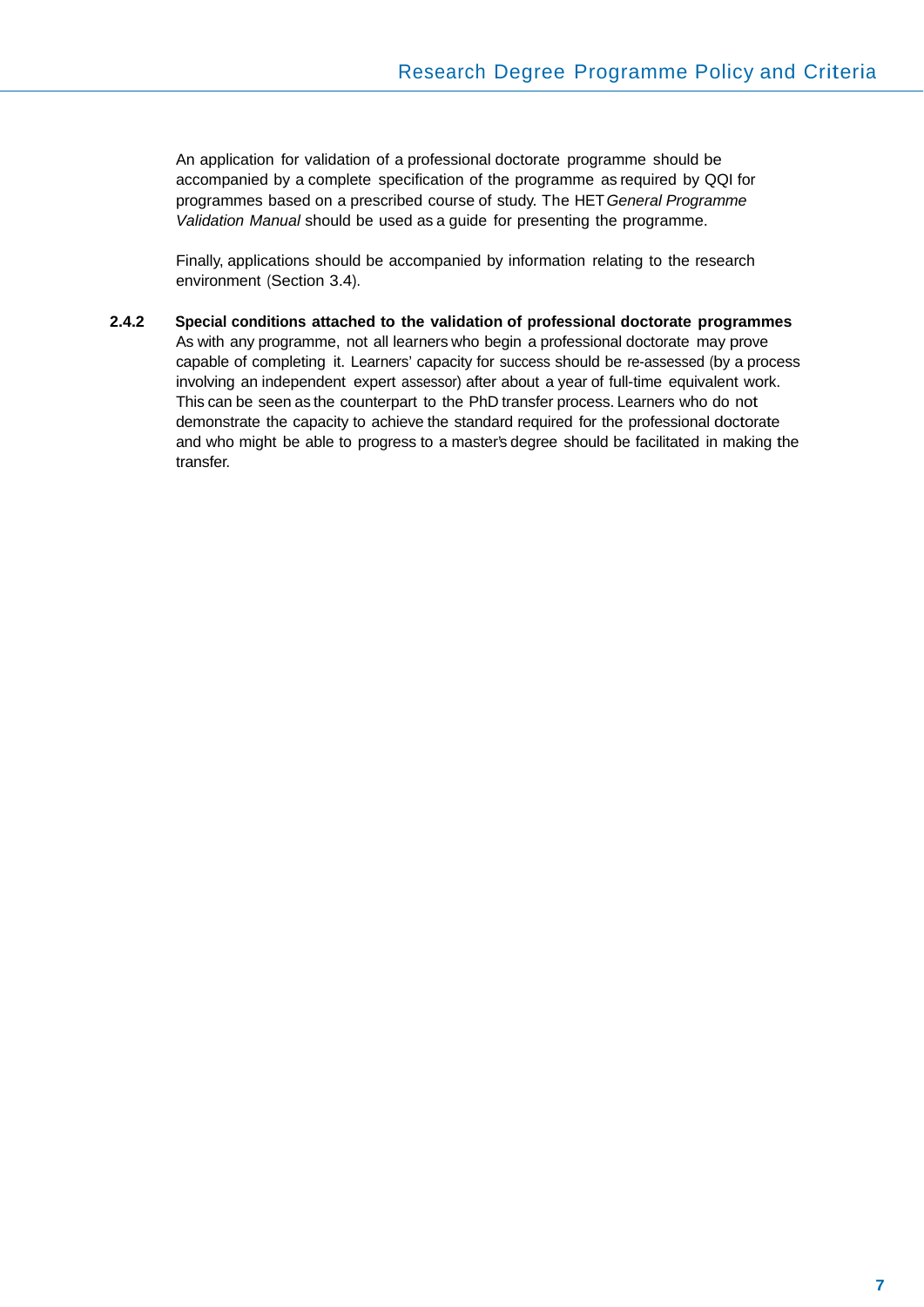An application for validation of a professional doctorate programme should be accompanied by a complete specification of the programme as required by QQI for programmes based on a prescribed course of study. The HET *General Programme Validation Manual* should be used as a guide for presenting the programme.

Finally, applications should be accompanied by information relating to the research environment (Section 3.4).

#### 2.4.2 Special conditions attached to the validation of professional doctorate programmes

As with any programme, not all learners who begin a professional doctorate may prove capable of completing it. Learners' capacity for success should be re-assessed (by a process involving an independent expert assessor) after about a year of full-time equivalent work. This can be seen as the counterpart to the PhD transfer process. Learners who do not demonstrate the capacity to achieve the standard required for the professional doctorate and who might be able to progress to a master's degree should be facilitated in making the transfer.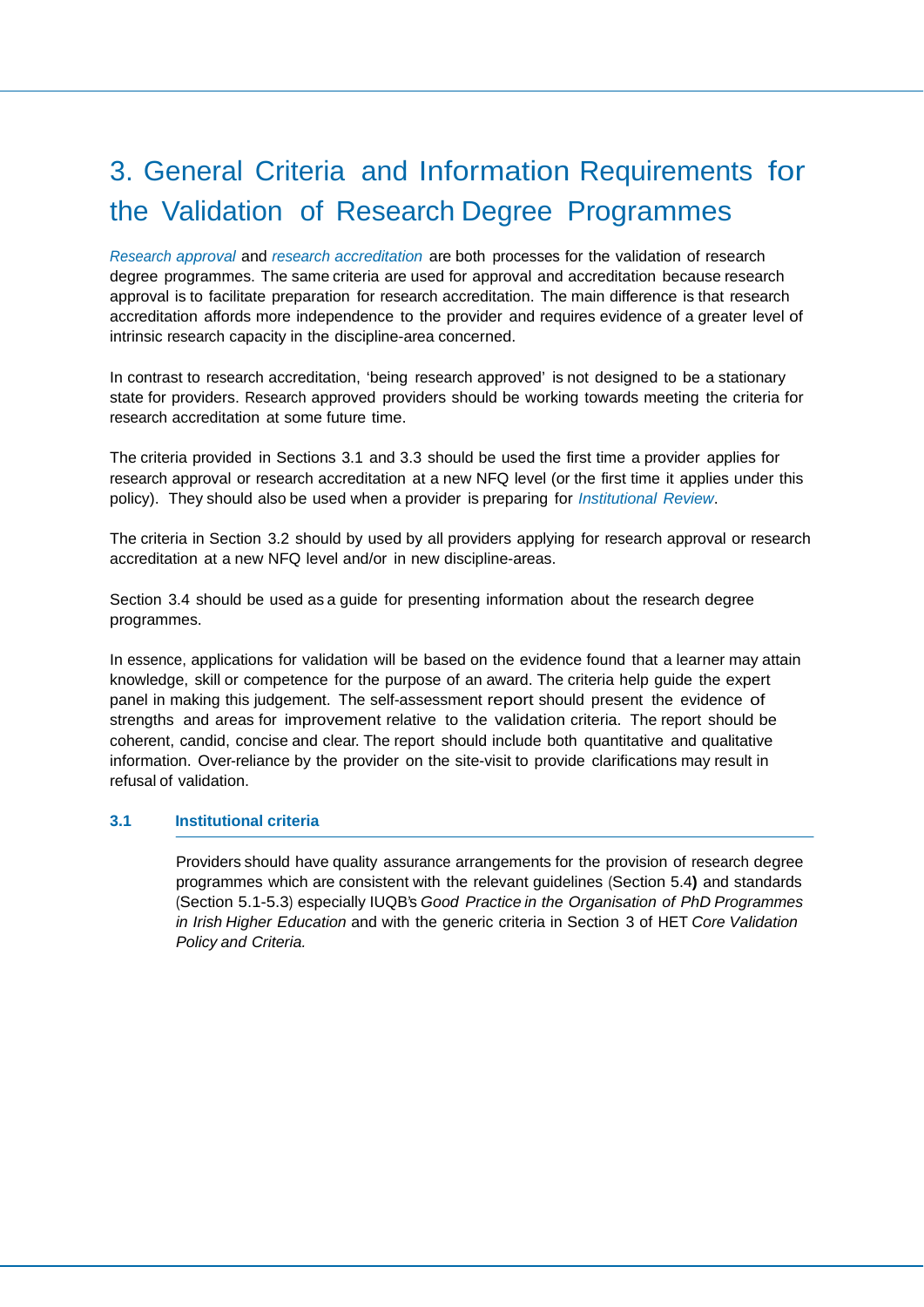# 3. General Criteria and Information Requirements for the Validation of Research Degree Programmes

*Research approval* and *research accreditation* are both processes for the validation of research degree programmes. The same criteria are used for approval and accreditation because research approval is to facilitate preparation for research accreditation. The main difference is that research accreditation affords more independence to the provider and requires evidence of a greater level of intrinsic research capacity in the discipline-area concerned.

In contrast to research accreditation, 'being research approved' is not designed to be a stationary state for providers. Research approved providers should be working towards meeting the criteria for research accreditation at some future time.

The criteria provided in Sections 3.1 and 3.3 should be used the first time a provider applies for research approval or research accreditation at a new NFQ level (or the first time it applies under this policy). They should also be used when a provider is preparing for *Institutional Review*.

The criteria in Section 3.2 should by used by all providers applying for research approval or research accreditation at a new NFQ level and/or in new discipline-areas.

Section 3.4 should be used as a guide for presenting information about the research degree programmes.

In essence, applications for validation will be based on the evidence found that a learner may attain knowledge, skill or competence for the purpose of an award. The criteria help guide the expert panel in making this judgement. The self-assessment report should present the evidence of strengths and areas for improvement relative to the validation criteria. The report should be coherent, candid, concise and clear. The report should include both quantitative and qualitative information. Over-reliance by the provider on the site-visit to provide clarifications may result in refusal of validation.

### 3.1 Institutional criteria

Providers should have quality assurance arrangements for the provision of research degree programmes which are consistent with the relevant guidelines (Section 5.4) and standards (Section 5.1-5.3) especially IUQB's *Good Practice in the Organisation of PhD Programmes in Irish Higher Education* and with the generic criteria in Section 3 of HET *Core Validation Policy and Criteria.*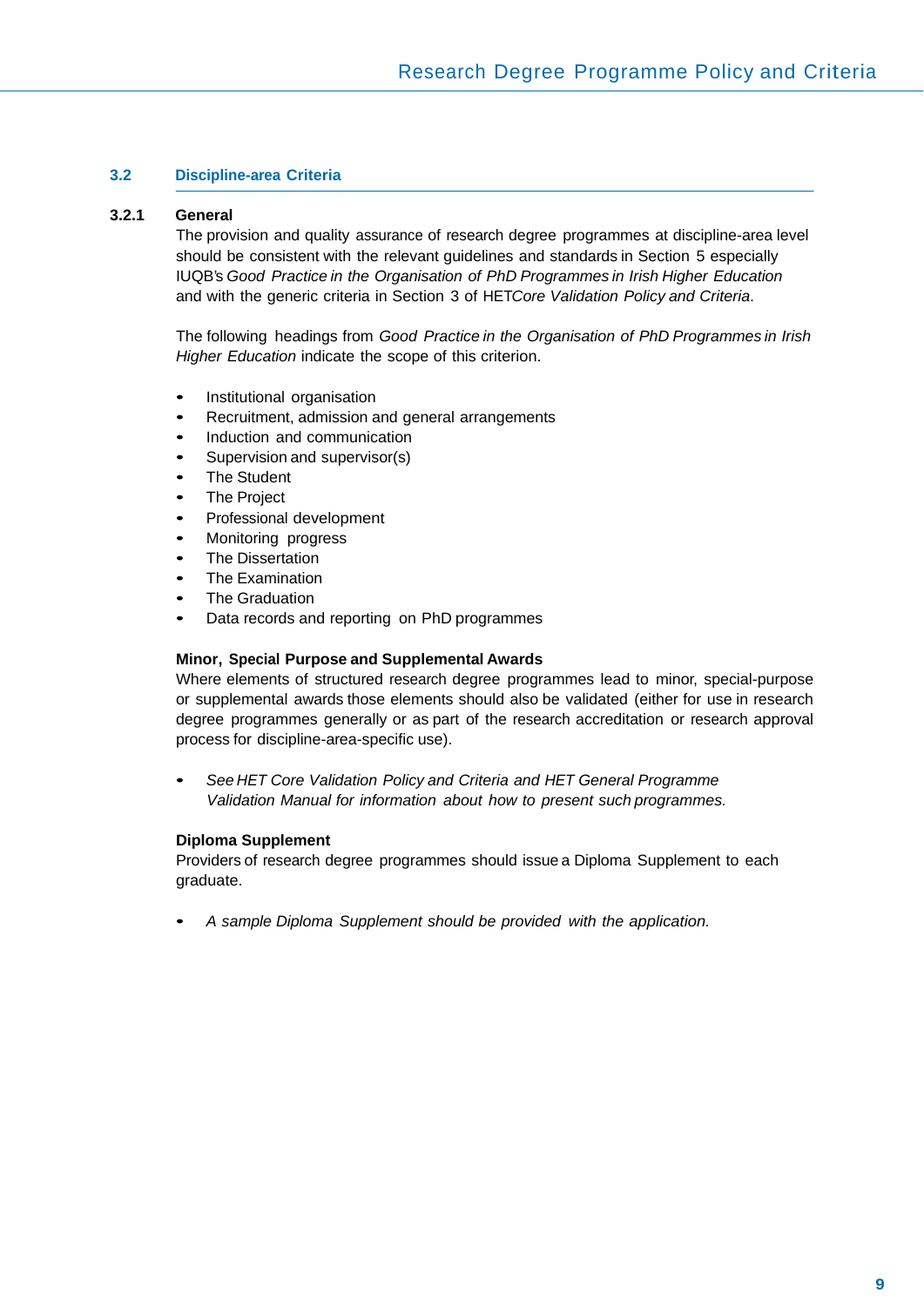## 3.2 Discipline-area Criteria

### 3.2.1 General

The provision and quality assurance of research degree programmes at discipline-area level should be consistent with the relevant guidelines and standards in Section 5 especially IUQB's *Good Practice in the Organisation of PhD Programmes in Irish Higher Education* and with the generic criteria in Section 3 of HET*Core Validation Policy and Criteria*.

The following headings from *Good Practice in the Organisation of PhD Programmes in Irish Higher Education* indicate the scope of this criterion.

- Institutional organisation
- Recruitment, admission and general arrangements
- Induction and communication
- Supervision and supervisor(s)
- The Student
- The Project
- Professional development
- Monitoring progress
- The Dissertation
- The Examination
- The Graduation
- Data records and reporting on PhD programmes

**Minor, Special Purpose and Supplemental Awards**

Where elements of structured research degree programmes lead to minor, special-purpose or supplemental awards those elements should also be validated (either for use in research degree programmes generally or as part of the research accreditation or research approval process for discipline-area-specific use).

- *See HET Core Validation Policy and Criteria and HET General Programme Validation Manual for information about how to present such programmes.*

**Diploma Supplement**

Providers of research degree programmes should issue a Diploma Supplement to each graduate.

- *A sample Diploma Supplement should be provided with the application.*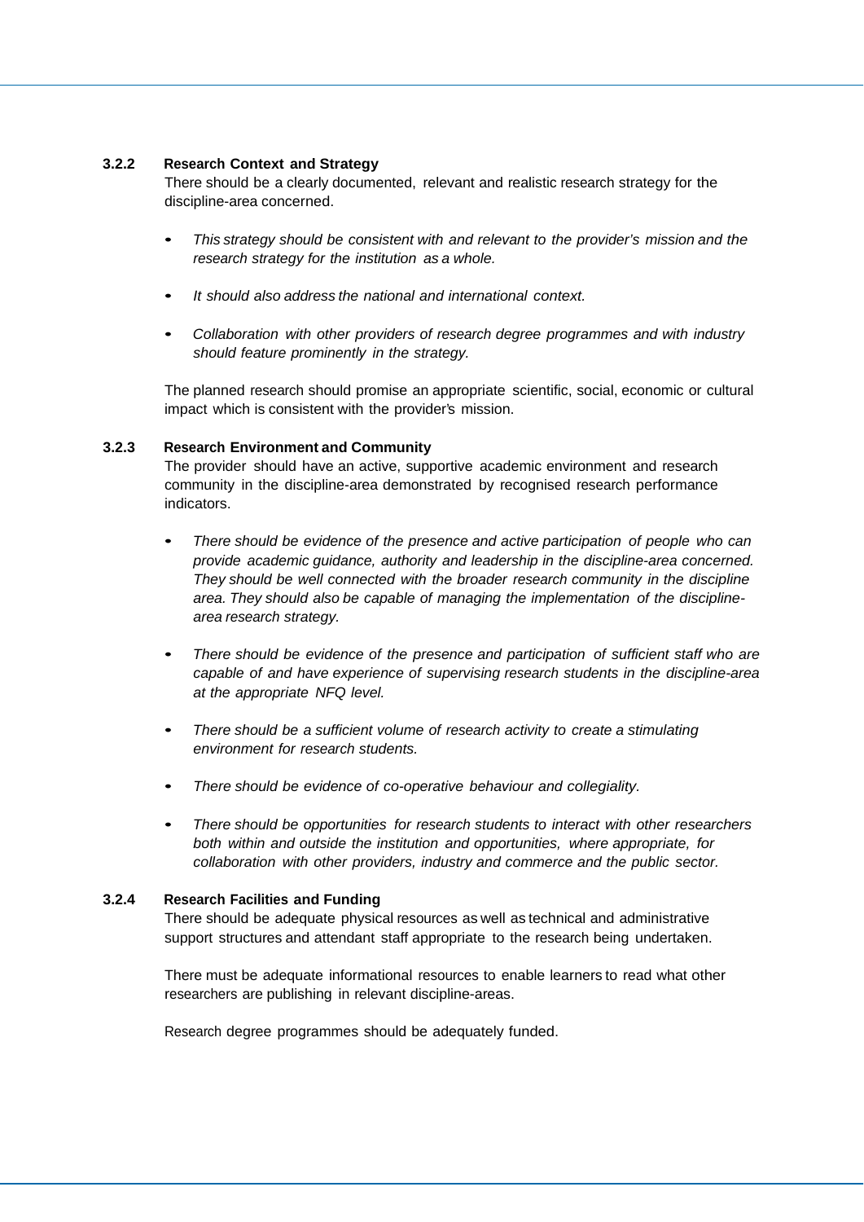### 3.2.2 Research Context and Strategy

There should be a clearly documented, relevant and realistic research strategy for the discipline-area concerned.

- *This strategy should be consistent with and relevant to the provider's mission and the research strategy for the institution as a whole.*
- *It should also address the national and international context.*
- *Collaboration with other providers of research degree programmes and with industry should feature prominently in the strategy.*

The planned research should promise an appropriate scientific, social, economic or cultural impact which is consistent with the provider's mission.

### 3.2.3 Research Environment and Community

The provider should have an active, supportive academic environment and research community in the discipline-area demonstrated by recognised research performance indicators.

- *There should be evidence of the presence and active participation of people who can provide academic guidance, authority and leadership in the discipline-area concerned. They should be well connected with the broader research community in the discipline area. They should also be capable of managing the implementation of the discipline-area research strategy.*
- *There should be evidence of the presence and participation of sufficient staff who are capable of and have experience of supervising research students in the discipline-area at the appropriate NFQ level.*
- *There should be a sufficient volume of research activity to create a stimulating environment for research students.*
- *There should be evidence of co-operative behaviour and collegiality.*
- *There should be opportunities for research students to interact with other researchers both within and outside the institution and opportunities, where appropriate, for collaboration with other providers, industry and commerce and the public sector.*

### 3.2.4 Research Facilities and Funding

There should be adequate physical resources as well as technical and administrative support structures and attendant staff appropriate to the research being undertaken.

There must be adequate informational resources to enable learners to read what other researchers are publishing in relevant discipline-areas.

Research degree programmes should be adequately funded.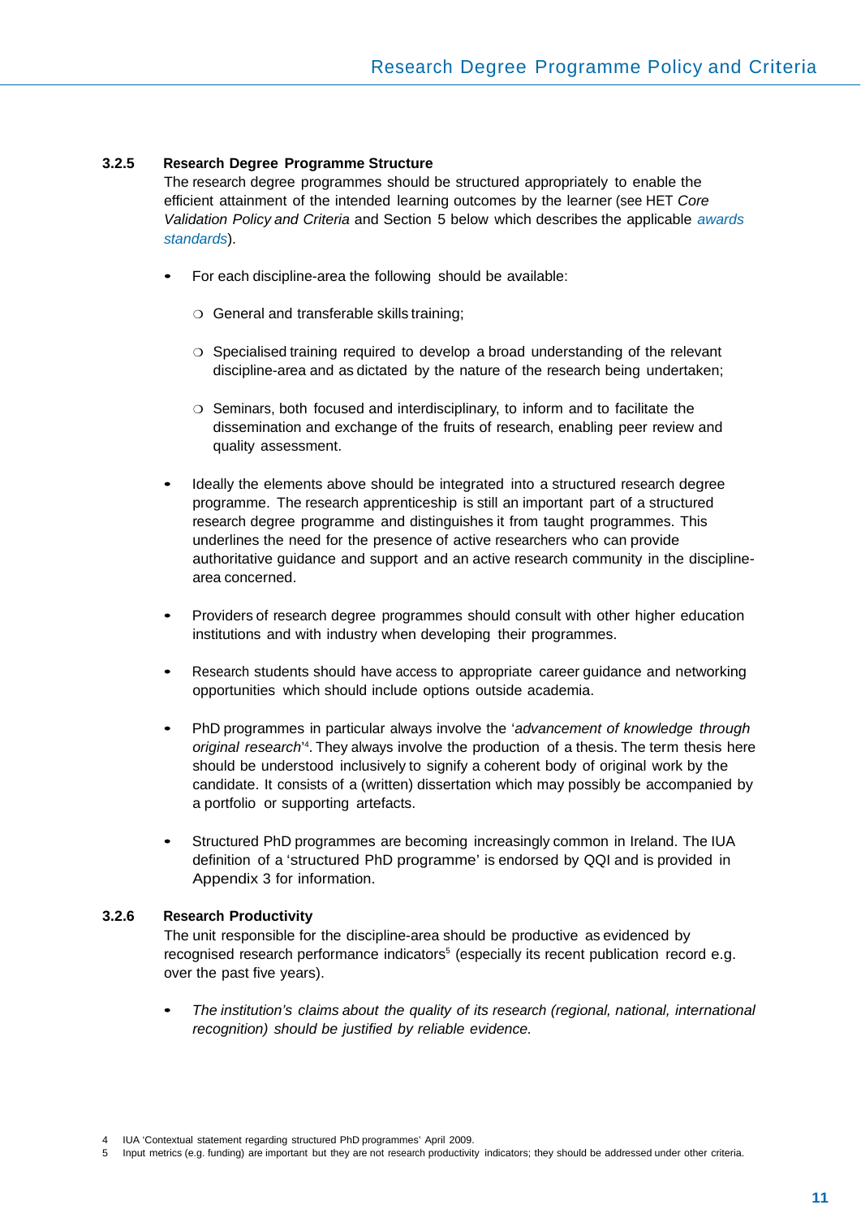### 3.2.5 Research Degree Programme Structure

The research degree programmes should be structured appropriately to enable the efficient attainment of the intended learning outcomes by the learner (see HET *Core Validation Policy and Criteria* and Section 5 below which describes the applicable *awards standards*).

- For each discipline-area the following should be available:
  - General and transferable skills training;
  - Specialised training required to develop a broad understanding of the relevant discipline-area and as dictated by the nature of the research being undertaken;
  - Seminars, both focused and interdisciplinary, to inform and to facilitate the dissemination and exchange of the fruits of research, enabling peer review and quality assessment.
- Ideally the elements above should be integrated into a structured research degree programme. The research apprenticeship is still an important part of a structured research degree programme and distinguishes it from taught programmes. This underlines the need for the presence of active researchers who can provide authoritative guidance and support and an active research community in the discipline-area concerned.
- Providers of research degree programmes should consult with other higher education institutions and with industry when developing their programmes.
- Research students should have access to appropriate career guidance and networking opportunities which should include options outside academia.
- PhD programmes in particular always involve the '*advancement of knowledge through original research*'[4]. They always involve the production of a thesis. The term thesis here should be understood inclusively to signify a coherent body of original work by the candidate. It consists of a (written) dissertation which may possibly be accompanied by a portfolio or supporting artefacts.
- Structured PhD programmes are becoming increasingly common in Ireland. The IUA definition of a 'structured PhD programme' is endorsed by QQI and is provided in Appendix 3 for information.

### 3.2.6 Research Productivity

The unit responsible for the discipline-area should be productive as evidenced by recognised research performance indicators[5] (especially its recent publication record e.g. over the past five years).

- *The institution's claims about the quality of its research (regional, national, international recognition) should be justified by reliable evidence.*

---

4 IUA 'Contextual statement regarding structured PhD programmes' April 2009.

5 Input metrics (e.g. funding) are important but they are not research productivity indicators; they should be addressed under other criteria.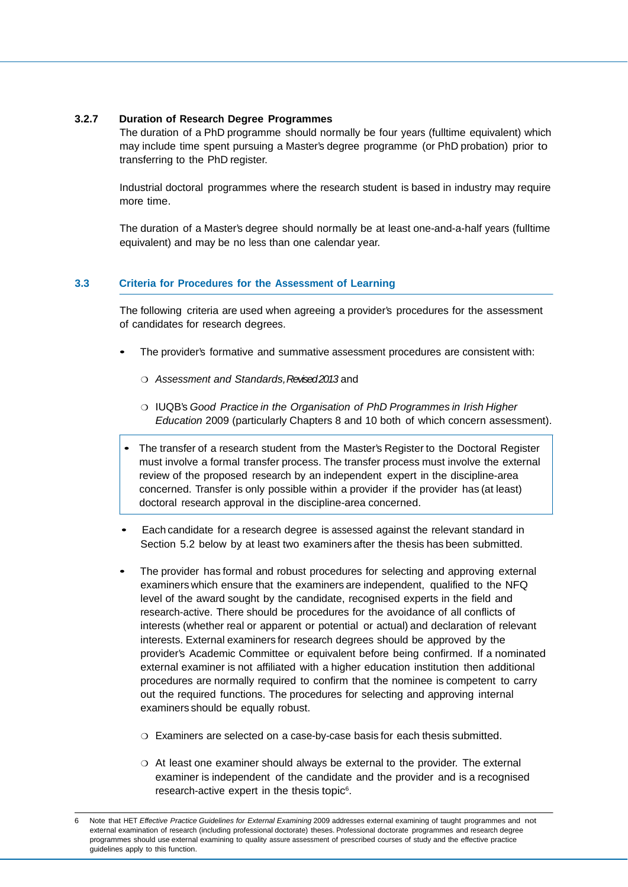#### 3.2.7 Duration of Research Degree Programmes

The duration of a PhD programme should normally be four years (fulltime equivalent) which may include time spent pursuing a Master's degree programme (or PhD probation) prior to transferring to the PhD register.

Industrial doctoral programmes where the research student is based in industry may require more time.

The duration of a Master's degree should normally be at least one-and-a-half years (fulltime equivalent) and may be no less than one calendar year.

### 3.3 Criteria for Procedures for the Assessment of Learning

The following criteria are used when agreeing a provider's procedures for the assessment of candidates for research degrees.

- The provider's formative and summative assessment procedures are consistent with:
  - *Assessment and Standards, Revised 2013* and
  - IUQB's *Good Practice in the Organisation of PhD Programmes in Irish Higher Education* 2009 (particularly Chapters 8 and 10 both of which concern assessment).
- The transfer of a research student from the Master's Register to the Doctoral Register must involve a formal transfer process. The transfer process must involve the external review of the proposed research by an independent expert in the discipline-area concerned. Transfer is only possible within a provider if the provider has (at least) doctoral research approval in the discipline-area concerned.
- Each candidate for a research degree is assessed against the relevant standard in Section 5.2 below by at least two examiners after the thesis has been submitted.
- The provider has formal and robust procedures for selecting and approving external examiners which ensure that the examiners are independent, qualified to the NFQ level of the award sought by the candidate, recognised experts in the field and research-active. There should be procedures for the avoidance of all conflicts of interests (whether real or apparent or potential or actual) and declaration of relevant interests. External examiners for research degrees should be approved by the provider's Academic Committee or equivalent before being confirmed. If a nominated external examiner is not affiliated with a higher education institution then additional procedures are normally required to confirm that the nominee is competent to carry out the required functions. The procedures for selecting and approving internal examiners should be equally robust.
  - Examiners are selected on a case-by-case basis for each thesis submitted.
  - At least one examiner should always be external to the provider. The external examiner is independent of the candidate and the provider and is a recognised research-active expert in the thesis topic[6].

---

6 Note that HET *Effective Practice Guidelines for External Examining* 2009 addresses external examining of taught programmes and not external examination of research (including professional doctorate) theses. Professional doctorate programmes and research degree programmes should use external examining to quality assure assessment of prescribed courses of study and the effective practice guidelines apply to this function.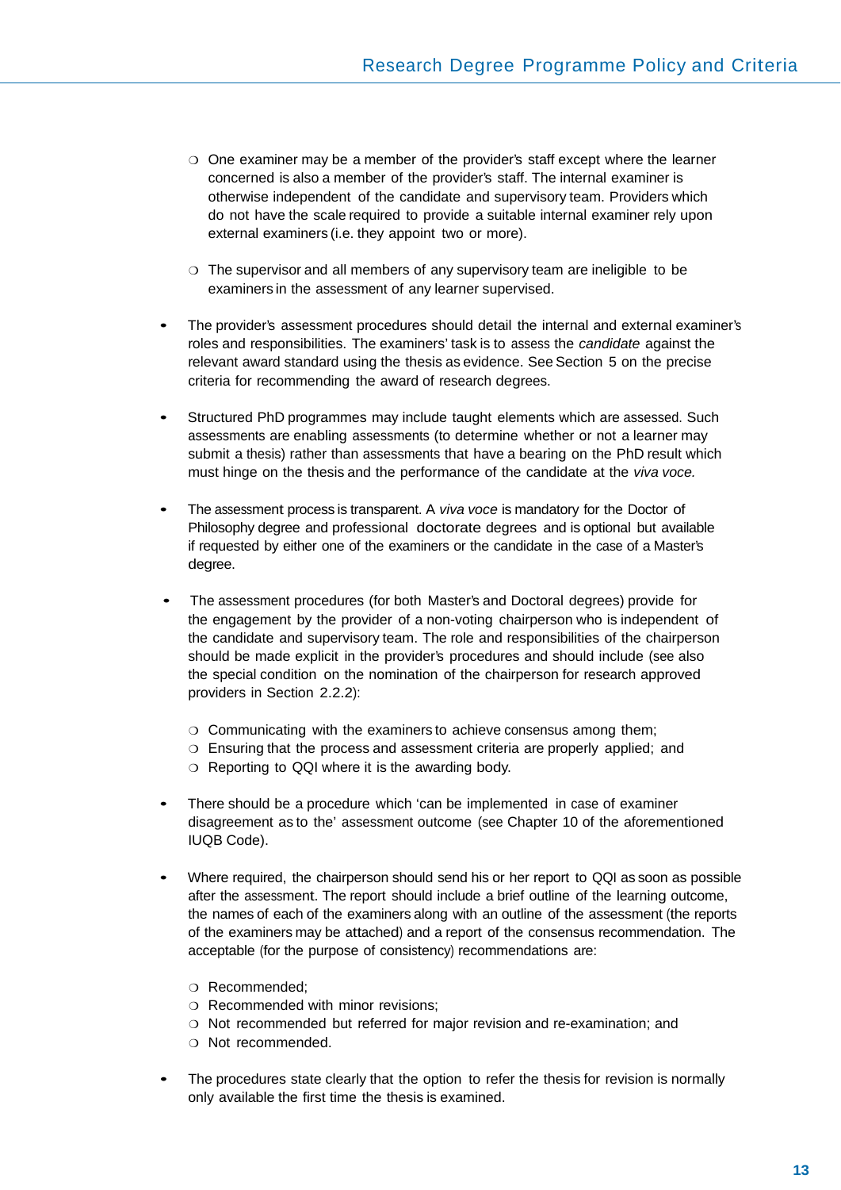- One examiner may be a member of the provider's staff except where the learner concerned is also a member of the provider's staff. The internal examiner is otherwise independent of the candidate and supervisory team. Providers which do not have the scale required to provide a suitable internal examiner rely upon external examiners (i.e. they appoint two or more).

  - The supervisor and all members of any supervisory team are ineligible to be examiners in the assessment of any learner supervised.

- The provider's assessment procedures should detail the internal and external examiner's roles and responsibilities. The examiners' task is to assess the *candidate* against the relevant award standard using the thesis as evidence. See Section 5 on the precise criteria for recommending the award of research degrees.

- Structured PhD programmes may include taught elements which are assessed. Such assessments are enabling assessments (to determine whether or not a learner may submit a thesis) rather than assessments that have a bearing on the PhD result which must hinge on the thesis and the performance of the candidate at the *viva voce.*

- The assessment process is transparent. A *viva voce* is mandatory for the Doctor of Philosophy degree and professional doctorate degrees and is optional but available if requested by either one of the examiners or the candidate in the case of a Master's degree.

- The assessment procedures (for both Master's and Doctoral degrees) provide for the engagement by the provider of a non-voting chairperson who is independent of the candidate and supervisory team. The role and responsibilities of the chairperson should be made explicit in the provider's procedures and should include (see also the special condition on the nomination of the chairperson for research approved providers in Section 2.2.2):

  - Communicating with the examiners to achieve consensus among them;
  - Ensuring that the process and assessment criteria are properly applied; and
  - Reporting to QQI where it is the awarding body.

- There should be a procedure which 'can be implemented in case of examiner disagreement as to the' assessment outcome (see Chapter 10 of the aforementioned IUQB Code).

- Where required, the chairperson should send his or her report to QQI as soon as possible after the assessment. The report should include a brief outline of the learning outcome, the names of each of the examiners along with an outline of the assessment (the reports of the examiners may be attached) and a report of the consensus recommendation. The acceptable (for the purpose of consistency) recommendations are:

  - Recommended;
  - Recommended with minor revisions;
  - Not recommended but referred for major revision and re-examination; and
  - Not recommended.

- The procedures state clearly that the option to refer the thesis for revision is normally only available the first time the thesis is examined.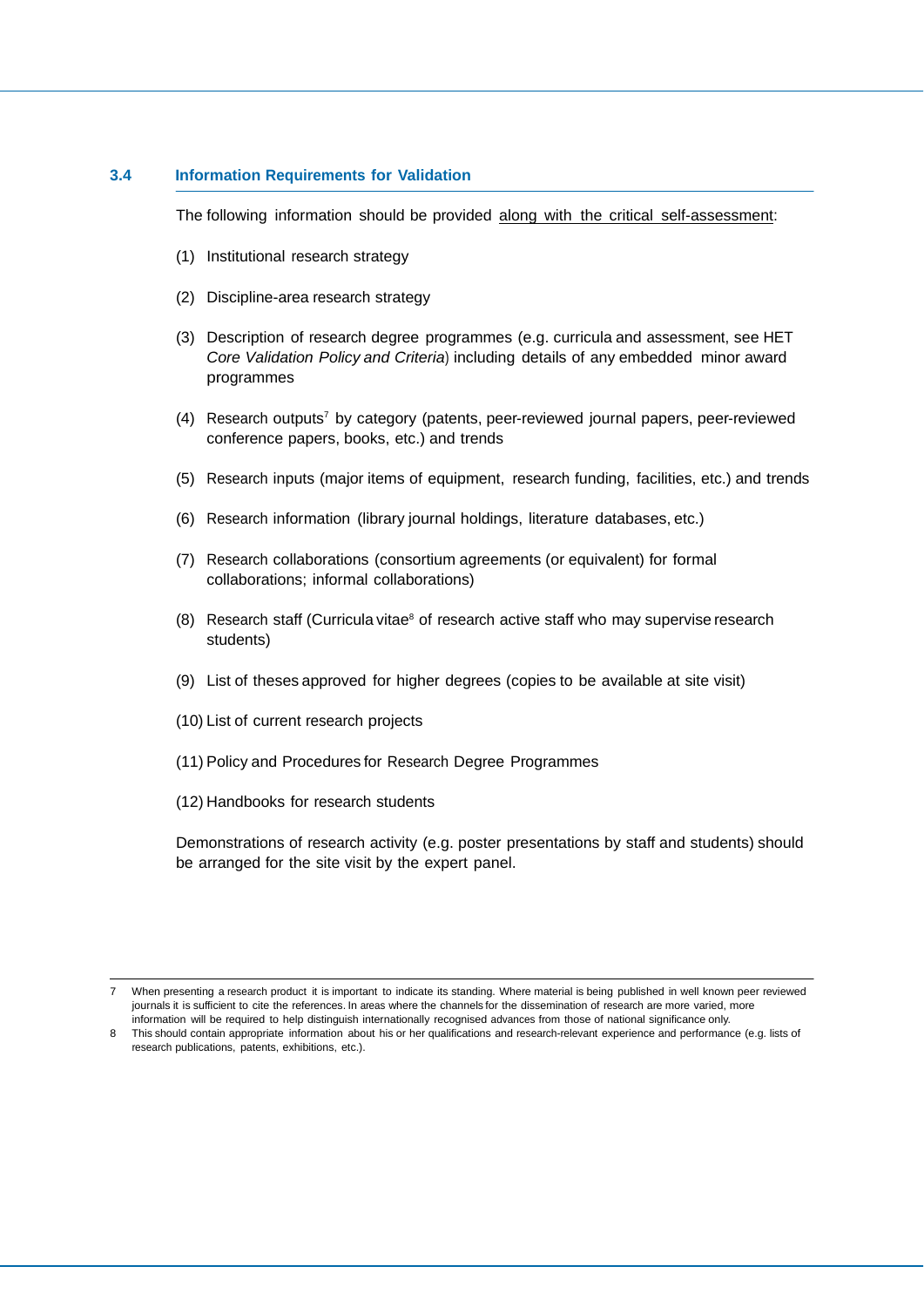### 3.4 Information Requirements for Validation

The following information should be provided <u>along with the critical self-assessment</u>:

(1) Institutional research strategy

(2) Discipline-area research strategy

(3) Description of research degree programmes (e.g. curricula and assessment, see HET *Core Validation Policy and Criteria*) including details of any embedded minor award programmes

(4) Research outputs[7] by category (patents, peer-reviewed journal papers, peer-reviewed conference papers, books, etc.) and trends

(5) Research inputs (major items of equipment, research funding, facilities, etc.) and trends

(6) Research information (library journal holdings, literature databases, etc.)

(7) Research collaborations (consortium agreements (or equivalent) for formal collaborations; informal collaborations)

(8) Research staff (Curricula vitae[8] of research active staff who may supervise research students)

(9) List of theses approved for higher degrees (copies to be available at site visit)

(10) List of current research projects

(11) Policy and Procedures for Research Degree Programmes

(12) Handbooks for research students

Demonstrations of research activity (e.g. poster presentations by staff and students) should be arranged for the site visit by the expert panel.

---

7 When presenting a research product it is important to indicate its standing. Where material is being published in well known peer reviewed journals it is sufficient to cite the references. In areas where the channels for the dissemination of research are more varied, more information will be required to help distinguish internationally recognised advances from those of national significance only.

8 This should contain appropriate information about his or her qualifications and research-relevant experience and performance (e.g. lists of research publications, patents, exhibitions, etc.).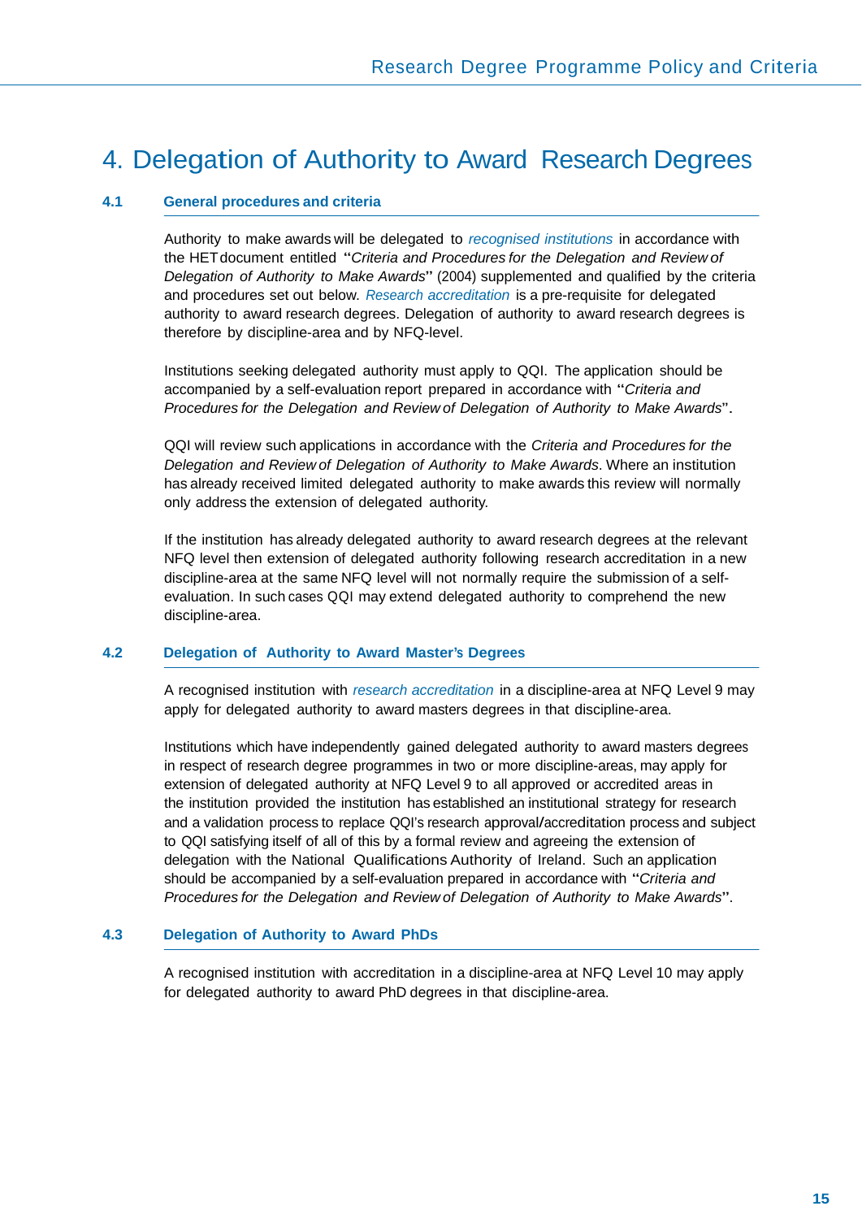# 4. Delegation of Authority to Award Research Degrees

## 4.1 General procedures and criteria

Authority to make awards will be delegated to *recognised institutions* in accordance with the HET document entitled "*Criteria and Procedures for the Delegation and Review of Delegation of Authority to Make Awards*" (2004) supplemented and qualified by the criteria and procedures set out below. *Research accreditation* is a pre-requisite for delegated authority to award research degrees. Delegation of authority to award research degrees is therefore by discipline-area and by NFQ-level.

Institutions seeking delegated authority must apply to QQI. The application should be accompanied by a self-evaluation report prepared in accordance with "*Criteria and Procedures for the Delegation and Review of Delegation of Authority to Make Awards*".

QQI will review such applications in accordance with the *Criteria and Procedures for the Delegation and Review of Delegation of Authority to Make Awards*. Where an institution has already received limited delegated authority to make awards this review will normally only address the extension of delegated authority.

If the institution has already delegated authority to award research degrees at the relevant NFQ level then extension of delegated authority following research accreditation in a new discipline-area at the same NFQ level will not normally require the submission of a self-evaluation. In such cases QQI may extend delegated authority to comprehend the new discipline-area.

## 4.2 Delegation of Authority to Award Master's Degrees

A recognised institution with *research accreditation* in a discipline-area at NFQ Level 9 may apply for delegated authority to award masters degrees in that discipline-area.

Institutions which have independently gained delegated authority to award masters degrees in respect of research degree programmes in two or more discipline-areas, may apply for extension of delegated authority at NFQ Level 9 to all approved or accredited areas in the institution provided the institution has established an institutional strategy for research and a validation process to replace QQI's research approval/accreditation process and subject to QQI satisfying itself of all of this by a formal review and agreeing the extension of delegation with the National Qualifications Authority of Ireland. Such an application should be accompanied by a self-evaluation prepared in accordance with "*Criteria and Procedures for the Delegation and Review of Delegation of Authority to Make Awards*".

## 4.3 Delegation of Authority to Award PhDs

A recognised institution with accreditation in a discipline-area at NFQ Level 10 may apply for delegated authority to award PhD degrees in that discipline-area.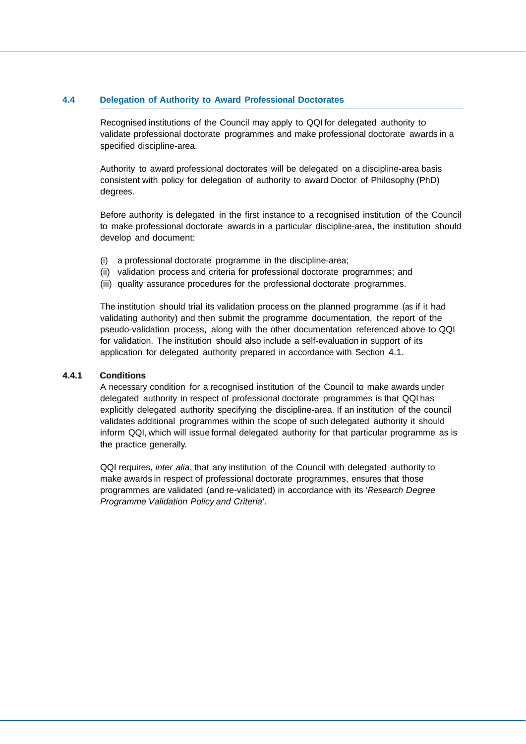## 4.4 Delegation of Authority to Award Professional Doctorates

Recognised institutions of the Council may apply to QQI for delegated authority to validate professional doctorate programmes and make professional doctorate awards in a specified discipline-area.

Authority to award professional doctorates will be delegated on a discipline-area basis consistent with policy for delegation of authority to award Doctor of Philosophy (PhD) degrees.

Before authority is delegated in the first instance to a recognised institution of the Council to make professional doctorate awards in a particular discipline-area, the institution should develop and document:

(i) a professional doctorate programme in the discipline-area;
(ii) validation process and criteria for professional doctorate programmes; and
(iii) quality assurance procedures for the professional doctorate programmes.

The institution should trial its validation process on the planned programme (as if it had validating authority) and then submit the programme documentation, the report of the pseudo-validation process, along with the other documentation referenced above to QQI for validation. The institution should also include a self-evaluation in support of its application for delegated authority prepared in accordance with Section 4.1.

### 4.4.1 Conditions

A necessary condition for a recognised institution of the Council to make awards under delegated authority in respect of professional doctorate programmes is that QQI has explicitly delegated authority specifying the discipline-area. If an institution of the council validates additional programmes within the scope of such delegated authority it should inform QQI, which will issue formal delegated authority for that particular programme as is the practice generally.

QQI requires, *inter alia*, that any institution of the Council with delegated authority to make awards in respect of professional doctorate programmes, ensures that those programmes are validated (and re-validated) in accordance with its '*Research Degree Programme Validation Policy and Criteria*'.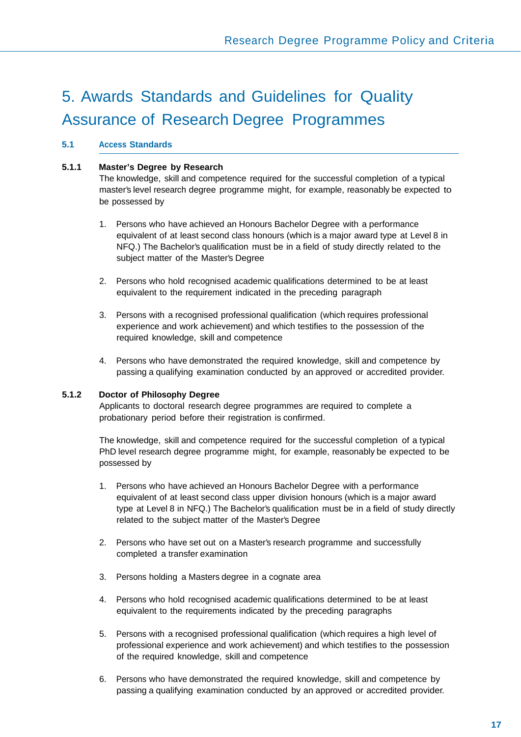# 5. Awards Standards and Guidelines for Quality Assurance of Research Degree Programmes

## 5.1 Access Standards

### 5.1.1 Master's Degree by Research

The knowledge, skill and competence required for the successful completion of a typical master's level research degree programme might, for example, reasonably be expected to be possessed by

1. Persons who have achieved an Honours Bachelor Degree with a performance equivalent of at least second class honours (which is a major award type at Level 8 in NFQ.) The Bachelor's qualification must be in a field of study directly related to the subject matter of the Master's Degree

2. Persons who hold recognised academic qualifications determined to be at least equivalent to the requirement indicated in the preceding paragraph

3. Persons with a recognised professional qualification (which requires professional experience and work achievement) and which testifies to the possession of the required knowledge, skill and competence

4. Persons who have demonstrated the required knowledge, skill and competence by passing a qualifying examination conducted by an approved or accredited provider.

### 5.1.2 Doctor of Philosophy Degree

Applicants to doctoral research degree programmes are required to complete a probationary period before their registration is confirmed.

The knowledge, skill and competence required for the successful completion of a typical PhD level research degree programme might, for example, reasonably be expected to be possessed by

1. Persons who have achieved an Honours Bachelor Degree with a performance equivalent of at least second class upper division honours (which is a major award type at Level 8 in NFQ.) The Bachelor's qualification must be in a field of study directly related to the subject matter of the Master's Degree

2. Persons who have set out on a Master's research programme and successfully completed a transfer examination

3. Persons holding a Masters degree in a cognate area

4. Persons who hold recognised academic qualifications determined to be at least equivalent to the requirements indicated by the preceding paragraphs

5. Persons with a recognised professional qualification (which requires a high level of professional experience and work achievement) and which testifies to the possession of the required knowledge, skill and competence

6. Persons who have demonstrated the required knowledge, skill and competence by passing a qualifying examination conducted by an approved or accredited provider.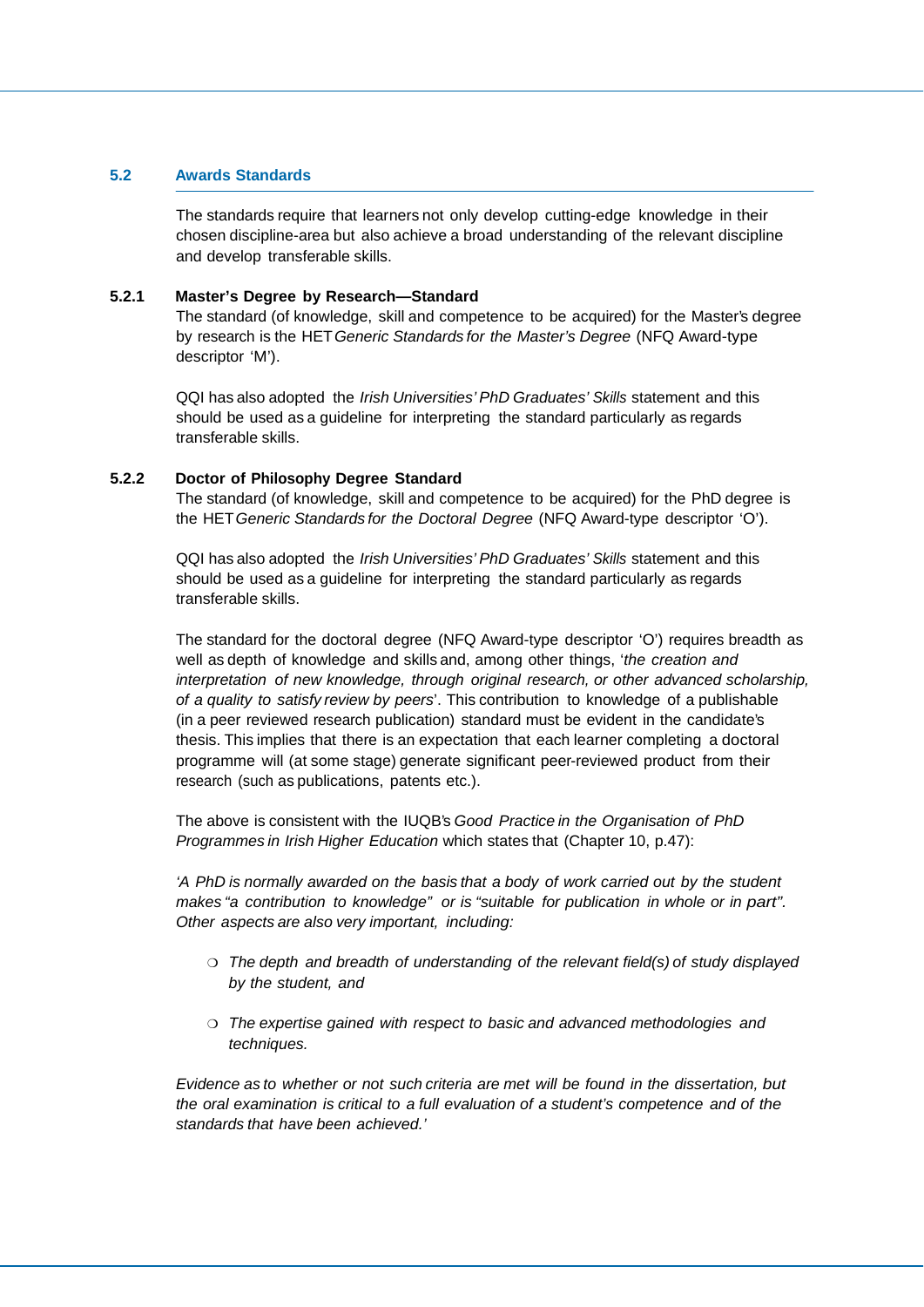## 5.2 Awards Standards

The standards require that learners not only develop cutting-edge knowledge in their chosen discipline-area but also achieve a broad understanding of the relevant discipline and develop transferable skills.

### 5.2.1 Master's Degree by Research—Standard

The standard (of knowledge, skill and competence to be acquired) for the Master's degree by research is the HET *Generic Standards for the Master's Degree* (NFQ Award-type descriptor 'M').

QQI has also adopted the *Irish Universities' PhD Graduates' Skills* statement and this should be used as a guideline for interpreting the standard particularly as regards transferable skills.

### 5.2.2 Doctor of Philosophy Degree Standard

The standard (of knowledge, skill and competence to be acquired) for the PhD degree is the HET *Generic Standards for the Doctoral Degree* (NFQ Award-type descriptor 'O').

QQI has also adopted the *Irish Universities' PhD Graduates' Skills* statement and this should be used as a guideline for interpreting the standard particularly as regards transferable skills.

The standard for the doctoral degree (NFQ Award-type descriptor 'O') requires breadth as well as depth of knowledge and skills and, among other things, '*the creation and interpretation of new knowledge, through original research, or other advanced scholarship, of a quality to satisfy review by peers*'. This contribution to knowledge of a publishable (in a peer reviewed research publication) standard must be evident in the candidate's thesis. This implies that there is an expectation that each learner completing a doctoral programme will (at some stage) generate significant peer-reviewed product from their research (such as publications, patents etc.).

The above is consistent with the IUQB's *Good Practice in the Organisation of PhD Programmes in Irish Higher Education* which states that (Chapter 10, p.47):

*'A PhD is normally awarded on the basis that a body of work carried out by the student makes "a contribution to knowledge" or is "suitable for publication in whole or in part". Other aspects are also very important, including:*

- *The depth and breadth of understanding of the relevant field(s) of study displayed by the student, and*
- *The expertise gained with respect to basic and advanced methodologies and techniques.*

*Evidence as to whether or not such criteria are met will be found in the dissertation, but the oral examination is critical to a full evaluation of a student's competence and of the standards that have been achieved.'*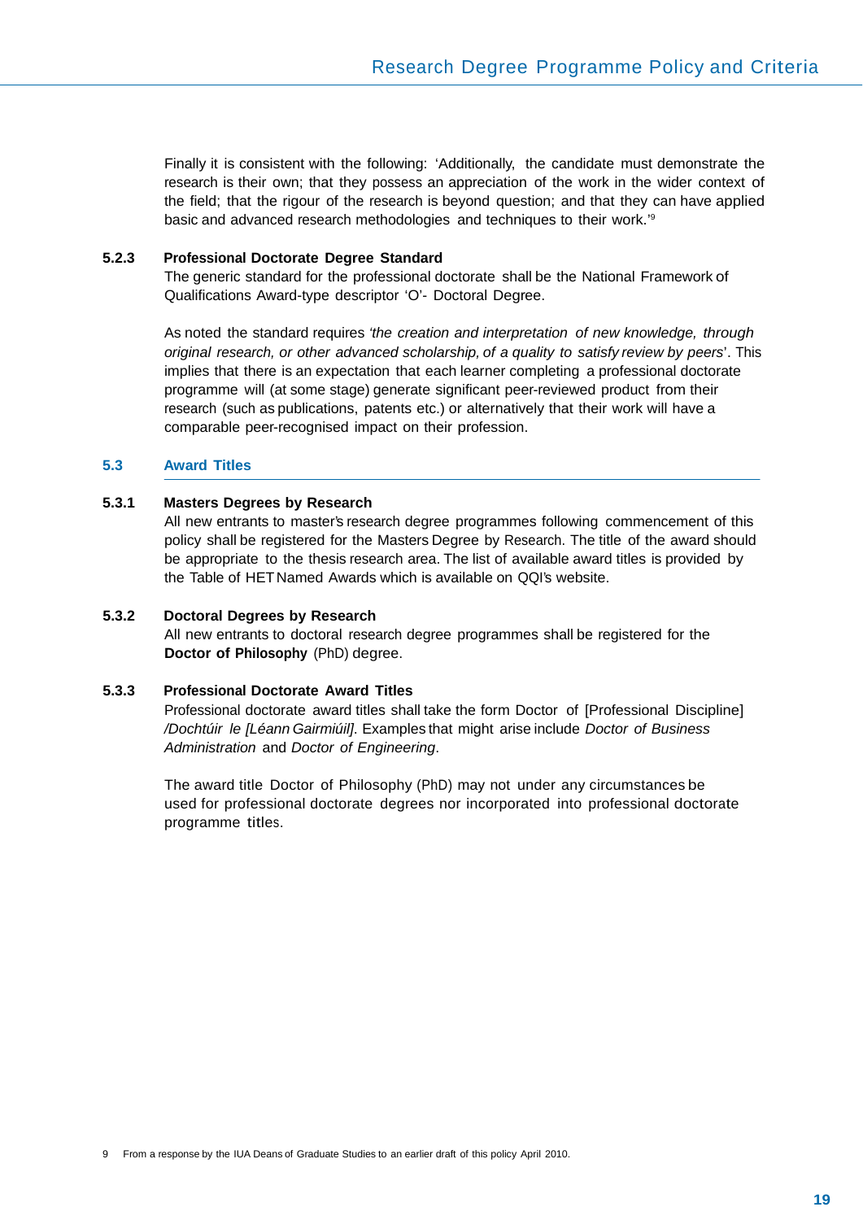Finally it is consistent with the following: 'Additionally, the candidate must demonstrate the research is their own; that they possess an appreciation of the work in the wider context of the field; that the rigour of the research is beyond question; and that they can have applied basic and advanced research methodologies and techniques to their work.'[9]

### 5.2.3 Professional Doctorate Degree Standard

The generic standard for the professional doctorate shall be the National Framework of Qualifications Award-type descriptor 'O'- Doctoral Degree.

As noted the standard requires *'the creation and interpretation of new knowledge, through original research, or other advanced scholarship, of a quality to satisfy review by peers*'. This implies that there is an expectation that each learner completing a professional doctorate programme will (at some stage) generate significant peer-reviewed product from their research (such as publications, patents etc.) or alternatively that their work will have a comparable peer-recognised impact on their profession.

## 5.3 Award Titles

### 5.3.1 Masters Degrees by Research

All new entrants to master's research degree programmes following commencement of this policy shall be registered for the Masters Degree by Research. The title of the award should be appropriate to the thesis research area. The list of available award titles is provided by the Table of HET Named Awards which is available on QQI's website.

### 5.3.2 Doctoral Degrees by Research

All new entrants to doctoral research degree programmes shall be registered for the **Doctor of Philosophy** (PhD) degree.

### 5.3.3 Professional Doctorate Award Titles

Professional doctorate award titles shall take the form Doctor of [Professional Discipline] */Dochtúir le [Léann Gairmiúil]*. Examples that might arise include *Doctor of Business Administration* and *Doctor of Engineering*.

The award title Doctor of Philosophy (PhD) may not under any circumstances be used for professional doctorate degrees nor incorporated into professional doctorate programme titles.

9 From a response by the IUA Deans of Graduate Studies to an earlier draft of this policy April 2010.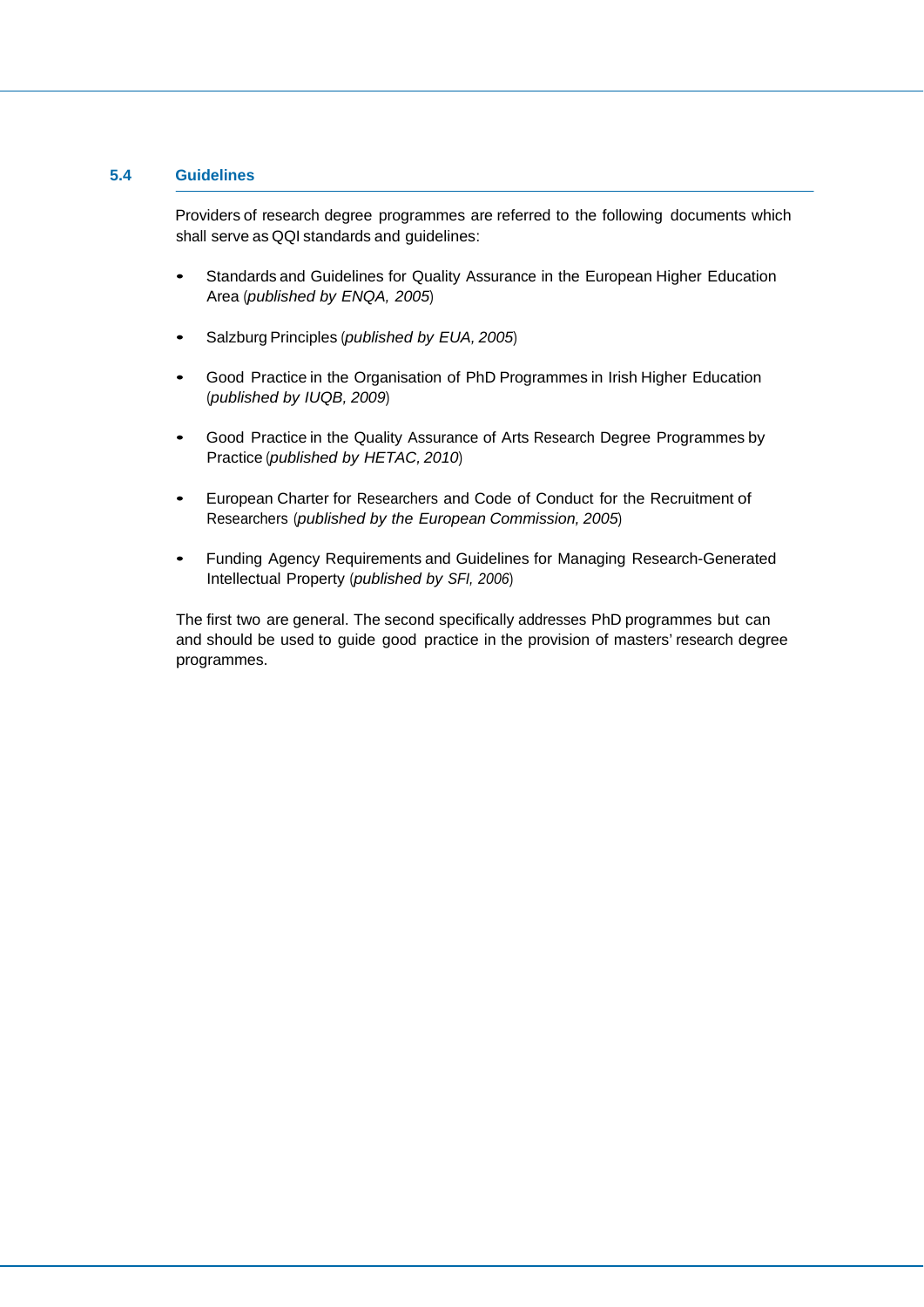## 5.4 Guidelines

Providers of research degree programmes are referred to the following documents which shall serve as QQI standards and guidelines:

- Standards and Guidelines for Quality Assurance in the European Higher Education Area (*published by ENQA, 2005*)
- Salzburg Principles (*published by EUA, 2005*)
- Good Practice in the Organisation of PhD Programmes in Irish Higher Education (*published by IUQB, 2009*)
- Good Practice in the Quality Assurance of Arts Research Degree Programmes by Practice (*published by HETAC, 2010*)
- European Charter for Researchers and Code of Conduct for the Recruitment of Researchers (*published by the European Commission, 2005*)
- Funding Agency Requirements and Guidelines for Managing Research-Generated Intellectual Property (*published by SFI, 2006*)

The first two are general. The second specifically addresses PhD programmes but can and should be used to guide good practice in the provision of masters' research degree programmes.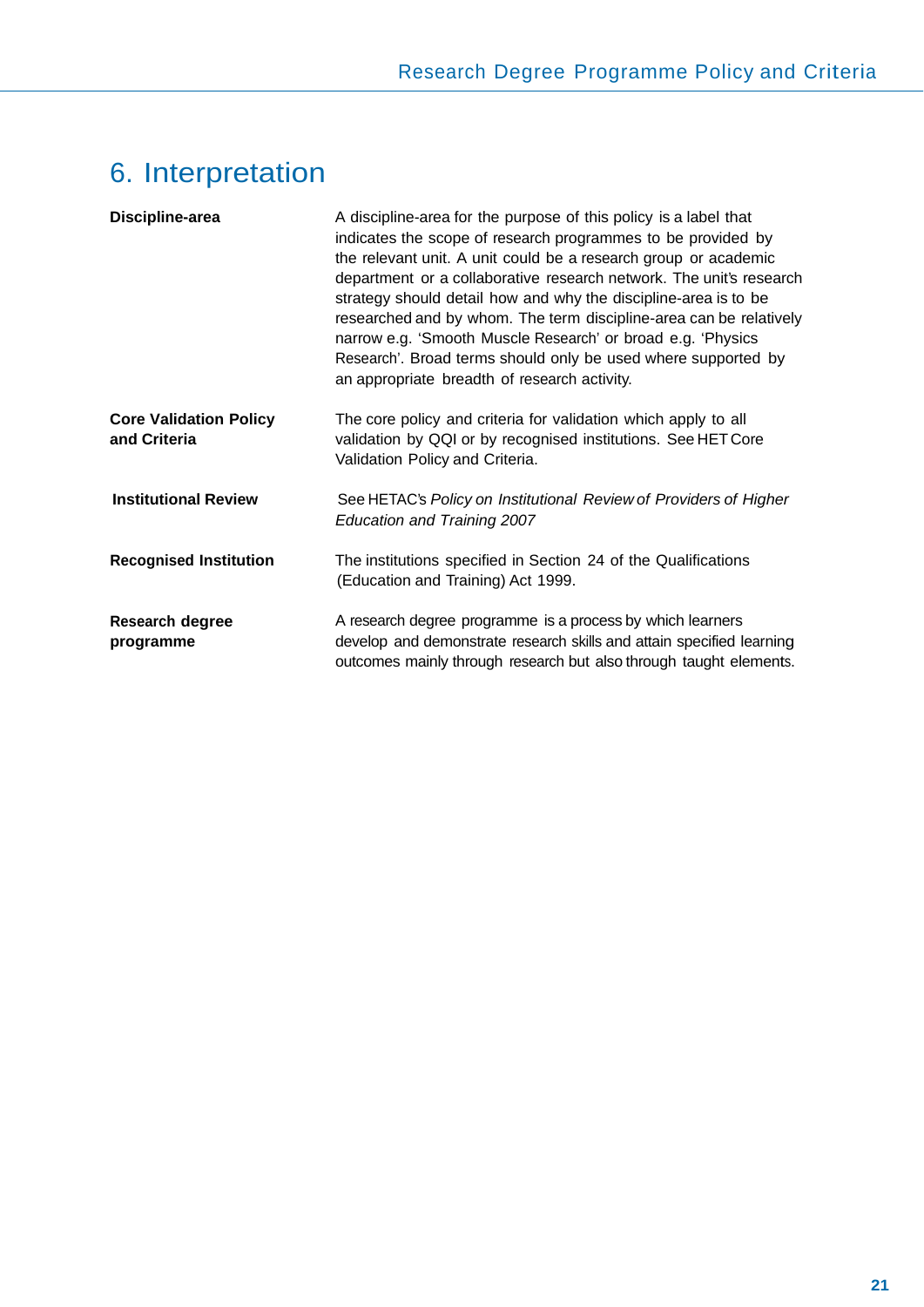# 6. Interpretation

| | |
|---|---|
| **Discipline-area** | A discipline-area for the purpose of this policy is a label that indicates the scope of research programmes to be provided by the relevant unit. A unit could be a research group or academic department or a collaborative research network. The unit's research strategy should detail how and why the discipline-area is to be researched and by whom. The term discipline-area can be relatively narrow e.g. 'Smooth Muscle Research' or broad e.g. 'Physics Research'. Broad terms should only be used where supported by an appropriate breadth of research activity. |
| **Core Validation Policy and Criteria** | The core policy and criteria for validation which apply to all validation by QQI or by recognised institutions. See HET Core Validation Policy and Criteria. |
| **Institutional Review** | See HETAC's *Policy on Institutional Review of Providers of Higher Education and Training 2007* |
| **Recognised Institution** | The institutions specified in Section 24 of the Qualifications (Education and Training) Act 1999. |
| **Research degree programme** | A research degree programme is a process by which learners develop and demonstrate research skills and attain specified learning outcomes mainly through research but also through taught elements. |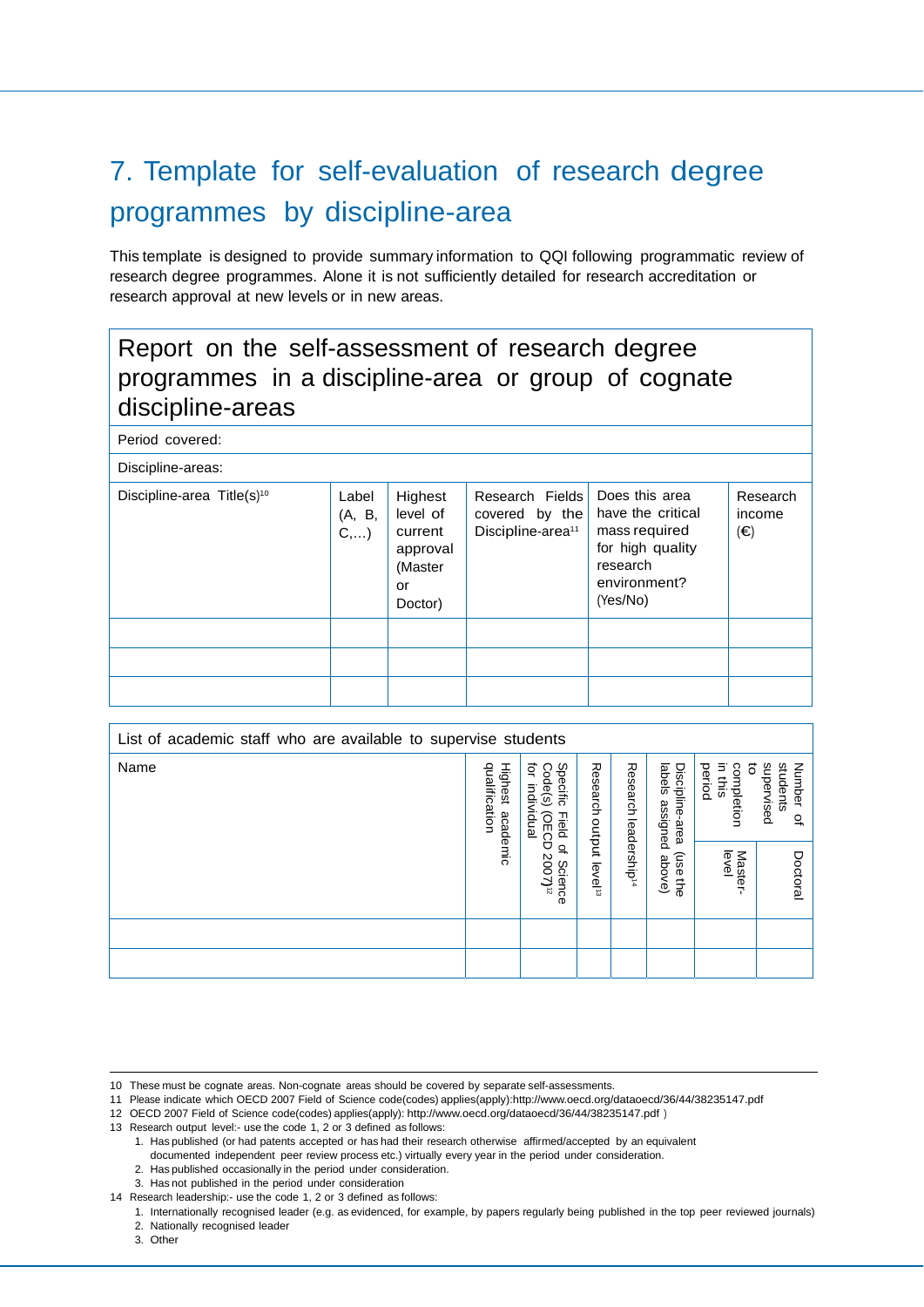# 7. Template for self-evaluation of research degree programmes by discipline-area

This template is designed to provide summary information to QQI following programmatic review of research degree programmes. Alone it is not sufficiently detailed for research accreditation or research approval at new levels or in new areas.

## Report on the self-assessment of research degree programmes in a discipline-area or group of cognate discipline-areas

Period covered:

Discipline-areas:

| Discipline-area Title(s)[10] | Label (A, B, C,…) | Highest level of current approval (Master or Doctor) | Research Fields covered by the Discipline-area[11] | Does this area have the critical mass required for high quality research environment? (Yes/No) | Research income (€) |
|---|---|---|---|---|---|
| | | | | | |
| | | | | | |
| | | | | | |

| List of academic staff who are available to supervise students | | | | | | | |
|---|---|---|---|---|---|---|---|
| Name | Highest academic qualification | Specific Field of Science Code(s) (OECD 2007)[12] for individual | Research output level[13] | Research leadership[14] | Discipline-area (use the labels assigned above) | Number of students supervised to completion in this period | |
| | | | | | | Master-level | Doctoral |
| | | | | | | | |
| | | | | | | | |

10 These must be cognate areas. Non-cognate areas should be covered by separate self-assessments.

11 Please indicate which OECD 2007 Field of Science code(codes) applies(apply):http://www.oecd.org/dataoecd/36/44/38235147.pdf

12 OECD 2007 Field of Science code(codes) applies(apply): http://www.oecd.org/dataoecd/36/44/38235147.pdf )

13 Research output level:- use the code 1, 2 or 3 defined as follows:

1. Has published (or had patents accepted or has had their research otherwise affirmed/accepted by an equivalent documented independent peer review process etc.) virtually every year in the period under consideration.
2. Has published occasionally in the period under consideration.
3. Has not published in the period under consideration

14 Research leadership:- use the code 1, 2 or 3 defined as follows:

1. Internationally recognised leader (e.g. as evidenced, for example, by papers regularly being published in the top peer reviewed journals)
2. Nationally recognised leader
3. Other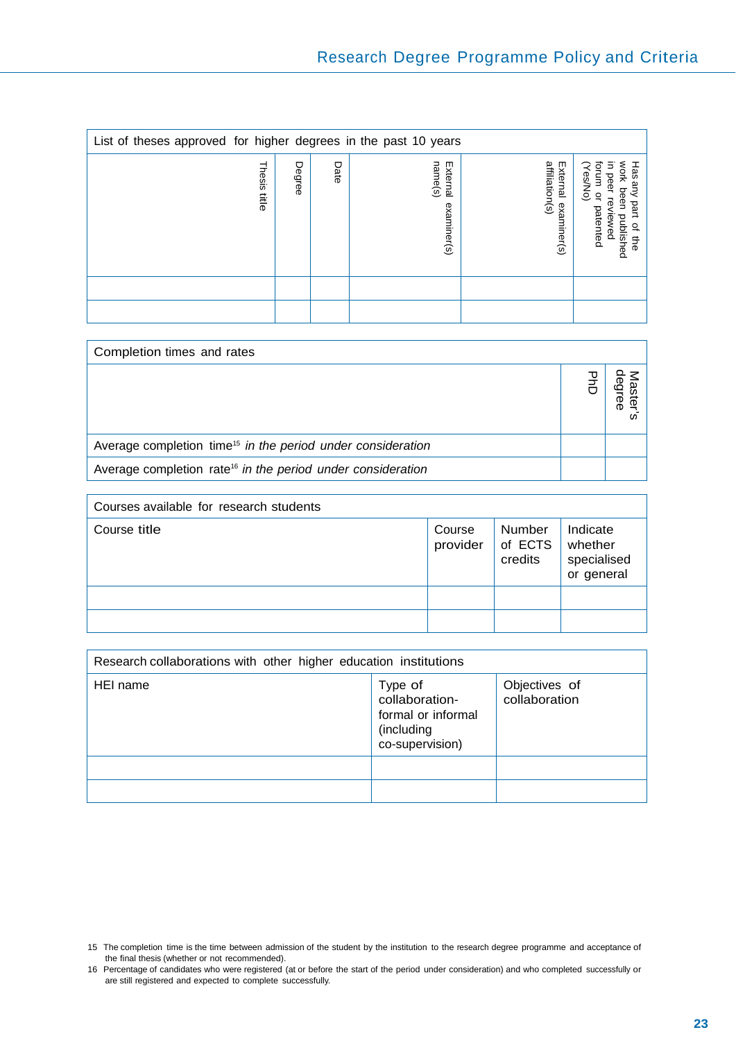| List of theses approved for higher degrees in the past 10 years | | | | | |
|---|---|---|---|---|---|
| Thesis title | Degree | Date | External examiner(s) name(s) | External examiner(s) affiliation(s) | Has any part of the work been published in peer reviewed forum or patented (Yes/No) |
| | | | | | |
| | | | | | |

| Completion times and rates | PhD | Master's degree |
|---|---|---|
| Average completion time[15] *in the period under consideration* | | |
| Average completion rate[16] *in the period under consideration* | | |

| Courses available for research students | | | |
|---|---|---|---|
| Course title | Course provider | Number of ECTS credits | Indicate whether specialised or general |
| | | | |
| | | | |

| Research collaborations with other higher education institutions | | |
|---|---|---|
| HEI name | Type of collaboration- formal or informal (including co-supervision) | Objectives of collaboration |
| | | |
| | | |

15 The completion time is the time between admission of the student by the institution to the research degree programme and acceptance of the final thesis (whether or not recommended).

16 Percentage of candidates who were registered (at or before the start of the period under consideration) and who completed successfully or are still registered and expected to complete successfully.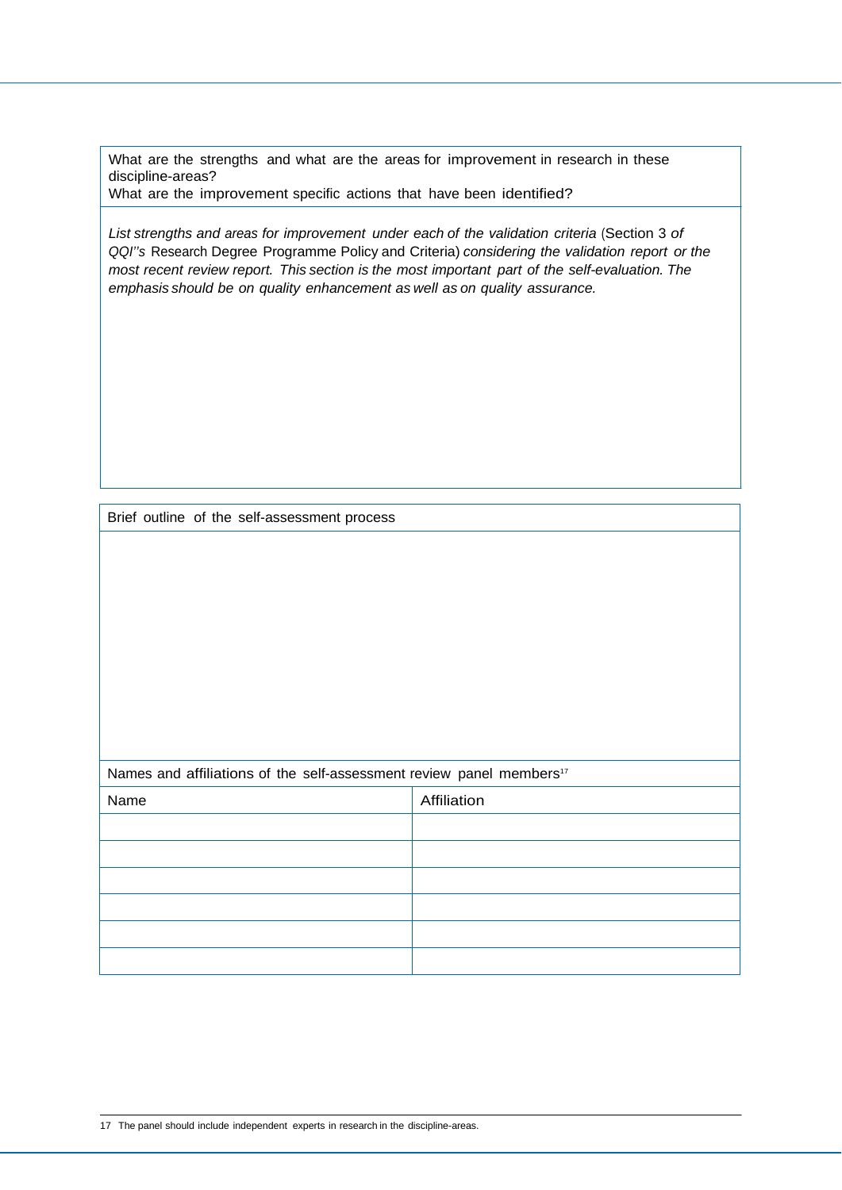| What are the strengths and what are the areas for improvement in research in these discipline-areas? What are the improvement specific actions that have been identified? |
|---|
| *List strengths and areas for improvement under each of the validation criteria* (Section 3 *of QQI''s* Research Degree Programme Policy and Criteria) *considering the validation report or the most recent review report. This section is the most important part of the self-evaluation. The emphasis should be on quality enhancement as well as on quality assurance.* |

| Brief outline of the self-assessment process |
|---|
| |

| Names and affiliations of the self-assessment review panel members[17] | |
|---|---|
| Name | Affiliation |
| | |
| | |
| | |
| | |
| | |
| | |

17 The panel should include independent experts in research in the discipline-areas.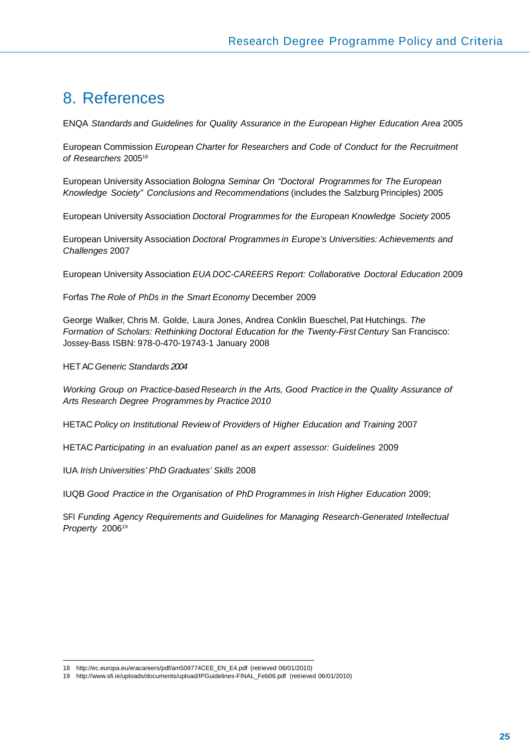# 8. References

ENQA *Standards and Guidelines for Quality Assurance in the European Higher Education Area* 2005

European Commission *European Charter for Researchers and Code of Conduct for the Recruitment of Researchers* 2005[18]

European University Association *Bologna Seminar On "Doctoral Programmes for The European Knowledge Society" Conclusions and Recommendations* (includes the Salzburg Principles) 2005

European University Association *Doctoral Programmes for the European Knowledge Society* 2005

European University Association *Doctoral Programmes in Europe's Universities: Achievements and Challenges* 2007

European University Association *EUA DOC-CAREERS Report: Collaborative Doctoral Education* 2009

Forfas *The Role of PhDs in the Smart Economy* December 2009

George Walker, Chris M. Golde, Laura Jones, Andrea Conklin Bueschel, Pat Hutchings. *The Formation of Scholars: Rethinking Doctoral Education for the Twenty-First Century* San Francisco: Jossey-Bass ISBN: 978-0-470-19743-1 January 2008

HETAC *Generic Standards 2004*

*Working Group on Practice-based Research in the Arts, Good Practice in the Quality Assurance of Arts Research Degree Programmes by Practice 2010*

HETAC *Policy on Institutional Review of Providers of Higher Education and Training* 2007

HETAC *Participating in an evaluation panel as an expert assessor: Guidelines* 2009

IUA *Irish Universities' PhD Graduates' Skills* 2008

IUQB *Good Practice in the Organisation of PhD Programmes in Irish Higher Education* 2009;

SFI *Funding Agency Requirements and Guidelines for Managing Research-Generated Intellectual Property* 2006[19]

---

18 http://ec.europa.eu/eracareers/pdf/am509774CEE_EN_E4.pdf (retrieved 06/01/2010)

19 http://www.sfi.ie/uploads/documents/upload/IPGuidelines-FINAL_Feb06.pdf (retrieved 06/01/2010)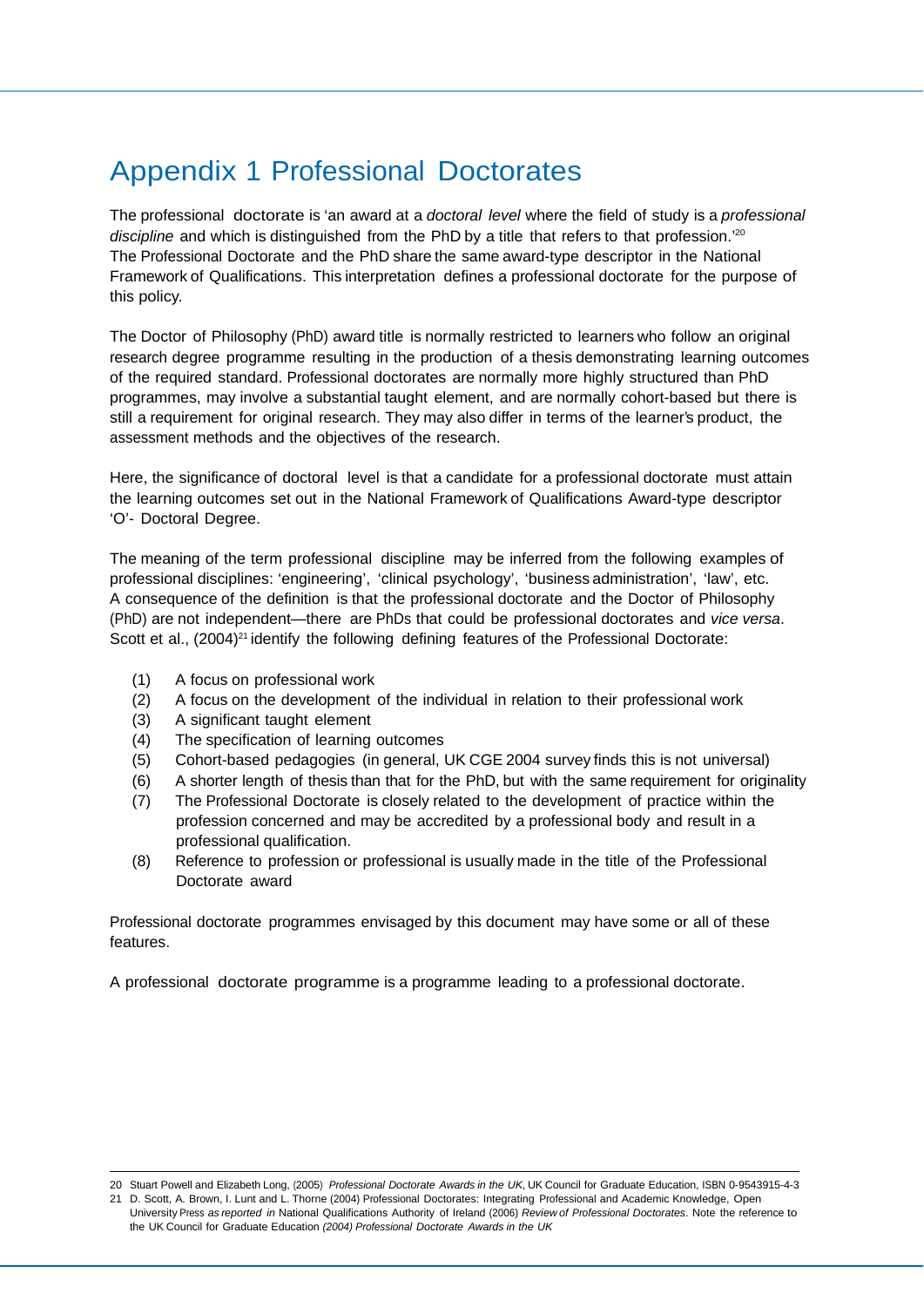# Appendix 1 Professional Doctorates

The professional doctorate is 'an award at a *doctoral level* where the field of study is a *professional discipline* and which is distinguished from the PhD by a title that refers to that profession.'[20] The Professional Doctorate and the PhD share the same award-type descriptor in the National Framework of Qualifications. This interpretation defines a professional doctorate for the purpose of this policy.

The Doctor of Philosophy (PhD) award title is normally restricted to learners who follow an original research degree programme resulting in the production of a thesis demonstrating learning outcomes of the required standard. Professional doctorates are normally more highly structured than PhD programmes, may involve a substantial taught element, and are normally cohort-based but there is still a requirement for original research. They may also differ in terms of the learner's product, the assessment methods and the objectives of the research.

Here, the significance of doctoral level is that a candidate for a professional doctorate must attain the learning outcomes set out in the National Framework of Qualifications Award-type descriptor 'O'- Doctoral Degree.

The meaning of the term professional discipline may be inferred from the following examples of professional disciplines: 'engineering', 'clinical psychology', 'business administration', 'law', etc. A consequence of the definition is that the professional doctorate and the Doctor of Philosophy (PhD) are not independent—there are PhDs that could be professional doctorates and *vice versa*. Scott et al., (2004)[21] identify the following defining features of the Professional Doctorate:

(1) A focus on professional work
(2) A focus on the development of the individual in relation to their professional work
(3) A significant taught element
(4) The specification of learning outcomes
(5) Cohort-based pedagogies (in general, UK CGE 2004 survey finds this is not universal)
(6) A shorter length of thesis than that for the PhD, but with the same requirement for originality
(7) The Professional Doctorate is closely related to the development of practice within the profession concerned and may be accredited by a professional body and result in a professional qualification.
(8) Reference to profession or professional is usually made in the title of the Professional Doctorate award

Professional doctorate programmes envisaged by this document may have some or all of these features.

A professional doctorate programme is a programme leading to a professional doctorate.

---

20 Stuart Powell and Elizabeth Long, (2005) *Professional Doctorate Awards in the UK*, UK Council for Graduate Education, ISBN 0-9543915-4-3

21 D. Scott, A. Brown, I. Lunt and L. Thorne (2004) Professional Doctorates: Integrating Professional and Academic Knowledge, Open University Press *as reported in* National Qualifications Authority of Ireland (2006) *Review of Professional Doctorates*. Note the reference to the UK Council for Graduate Education *(2004) Professional Doctorate Awards in the UK*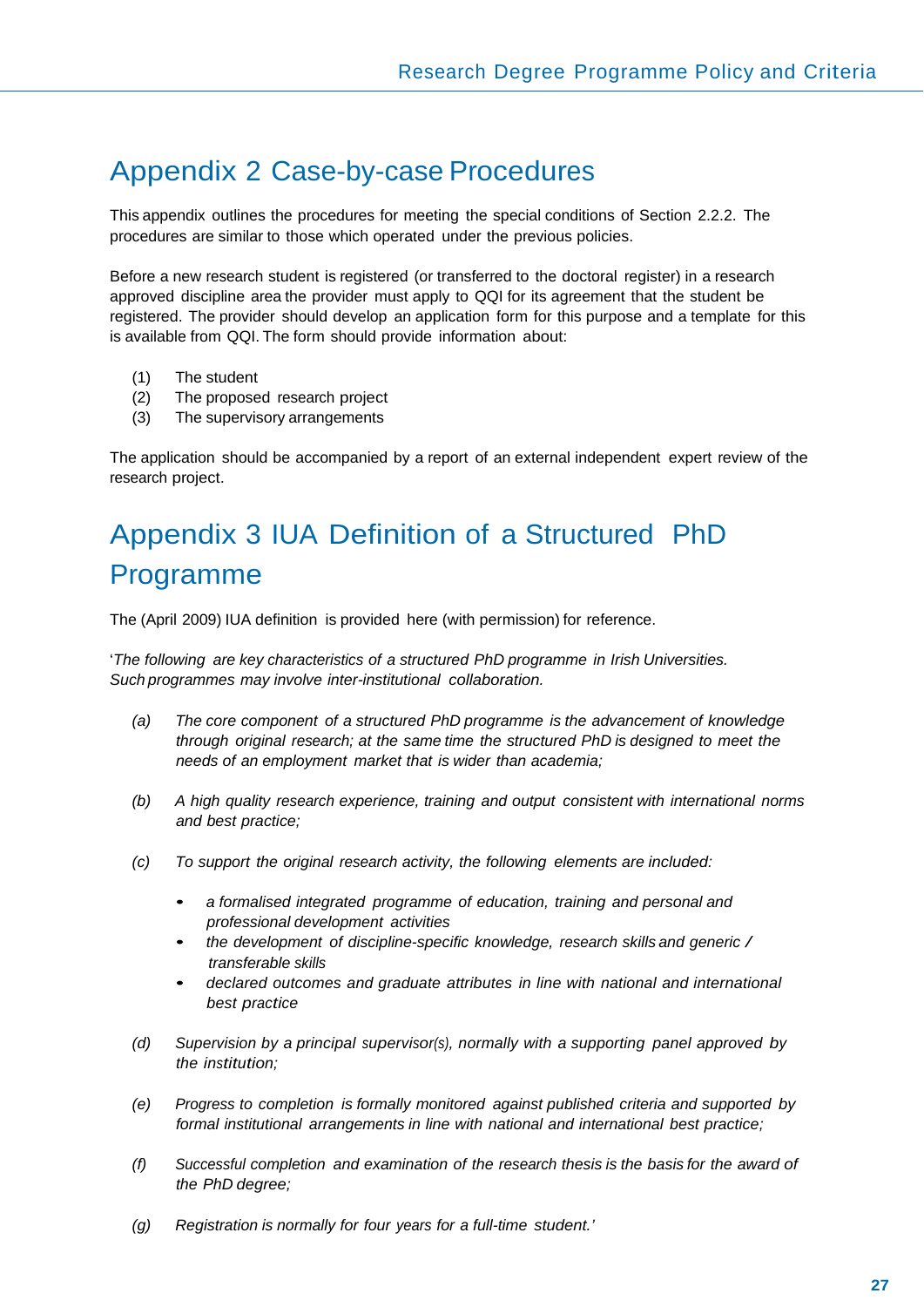# Appendix 2 Case-by-case Procedures

This appendix outlines the procedures for meeting the special conditions of Section 2.2.2. The procedures are similar to those which operated under the previous policies.

Before a new research student is registered (or transferred to the doctoral register) in a research approved discipline area the provider must apply to QQI for its agreement that the student be registered. The provider should develop an application form for this purpose and a template for this is available from QQI. The form should provide information about:

(1) The student
(2) The proposed research project
(3) The supervisory arrangements

The application should be accompanied by a report of an external independent expert review of the research project.

# Appendix 3 IUA Definition of a Structured PhD Programme

The (April 2009) IUA definition is provided here (with permission) for reference.

'*The following are key characteristics of a structured PhD programme in Irish Universities. Such programmes may involve inter-institutional collaboration.*

*(a) The core component of a structured PhD programme is the advancement of knowledge through original research; at the same time the structured PhD is designed to meet the needs of an employment market that is wider than academia;*

*(b) A high quality research experience, training and output consistent with international norms and best practice;*

*(c) To support the original research activity, the following elements are included:*

- *a formalised integrated programme of education, training and personal and professional development activities*
- *the development of discipline-specific knowledge, research skills and generic / transferable skills*
- *declared outcomes and graduate attributes in line with national and international best practice*

*(d) Supervision by a principal supervisor(s), normally with a supporting panel approved by the institution;*

*(e) Progress to completion is formally monitored against published criteria and supported by formal institutional arrangements in line with national and international best practice;*

*(f) Successful completion and examination of the research thesis is the basis for the award of the PhD degree;*

*(g) Registration is normally for four years for a full-time student.*'